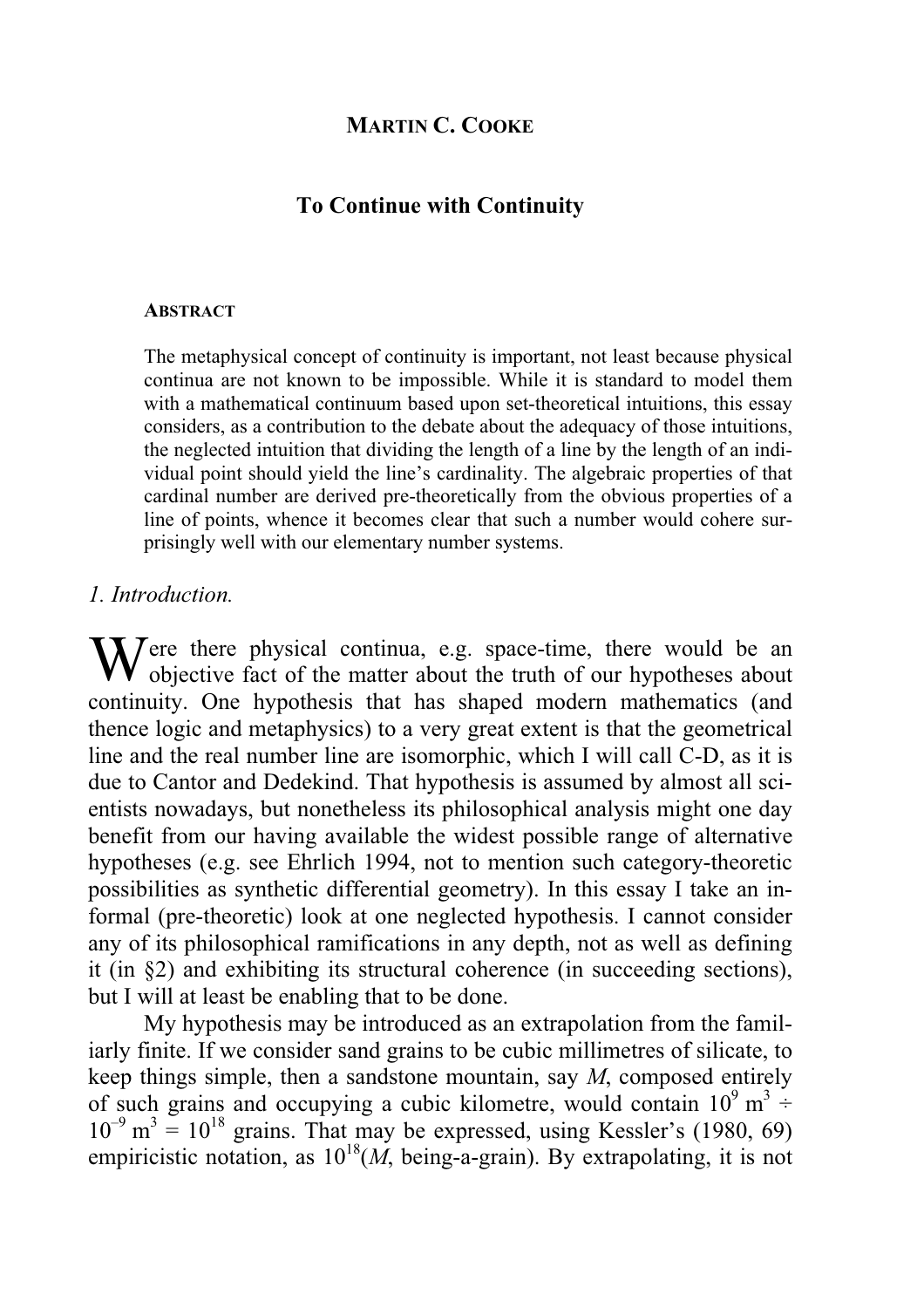**MARTIN C. COOKE**

# To Continue with Continuity

**ABSTRACT**

The metaphysical concept of continuity is important, not least because physical continua are not known to be impossible. While it is standard to model them with a mathematical continuum based upon set-theoretical intuitions, this essay considers, as a contribution to the debate about the adequacy of those intuitions, the neglected intuition that dividing the length of a line by the length of an individual point should yield the line's cardinality. The algebraic properties of that cardinal number are derived pre-theoretically from the obvious properties of a line of points, whence it becomes clear that such a number would cohere surprisingly well with our elementary number systems.

## *1. Introduction.*

Were there physical continua, e.g. space-time, there would be an objective fact of the matter about the truth of our hypotheses about continuity. One hypothesis that has shaped modern mathematics (and thence logic and metaphysics) to a very great extent is that the geometrical line and the real number line are isomorphic, which I will call C-D, as it is due to Cantor and Dedekind. That hypothesis is assumed by almost all scientists nowadays, but nonetheless its philosophical analysis might one day benefit from our having available the widest possible range of alternative hypotheses (e.g. see Ehrlich 1994, not to mention such category-theoretic possibilities as synthetic differential geometry). In this essay I take an informal (pre-theoretic) look at one neglected hypothesis. I cannot consider any of its philosophical ramifications in any depth, not as well as defining it (in §2) and exhibiting its structural coherence (in succeeding sections), but I will at least be enabling that to be done.

My hypothesis may be introduced as an extrapolation from the familiarly finite. If we consider sand grains to be cubic millimetres of silicate, to keep things simple, then a sandstone mountain, say *M*, composed entirely of such grains and occupying a cubic kilometre, would contain $10^9$ m$^3$ $\div$ $10^{-9}$ m$^3$ $= 10^{18}$ grains. That may be expressed, using Kessler's (1980, 69) empiricistic notation, as $10^{18}$(*M*, being-a-grain). By extrapolating, it is not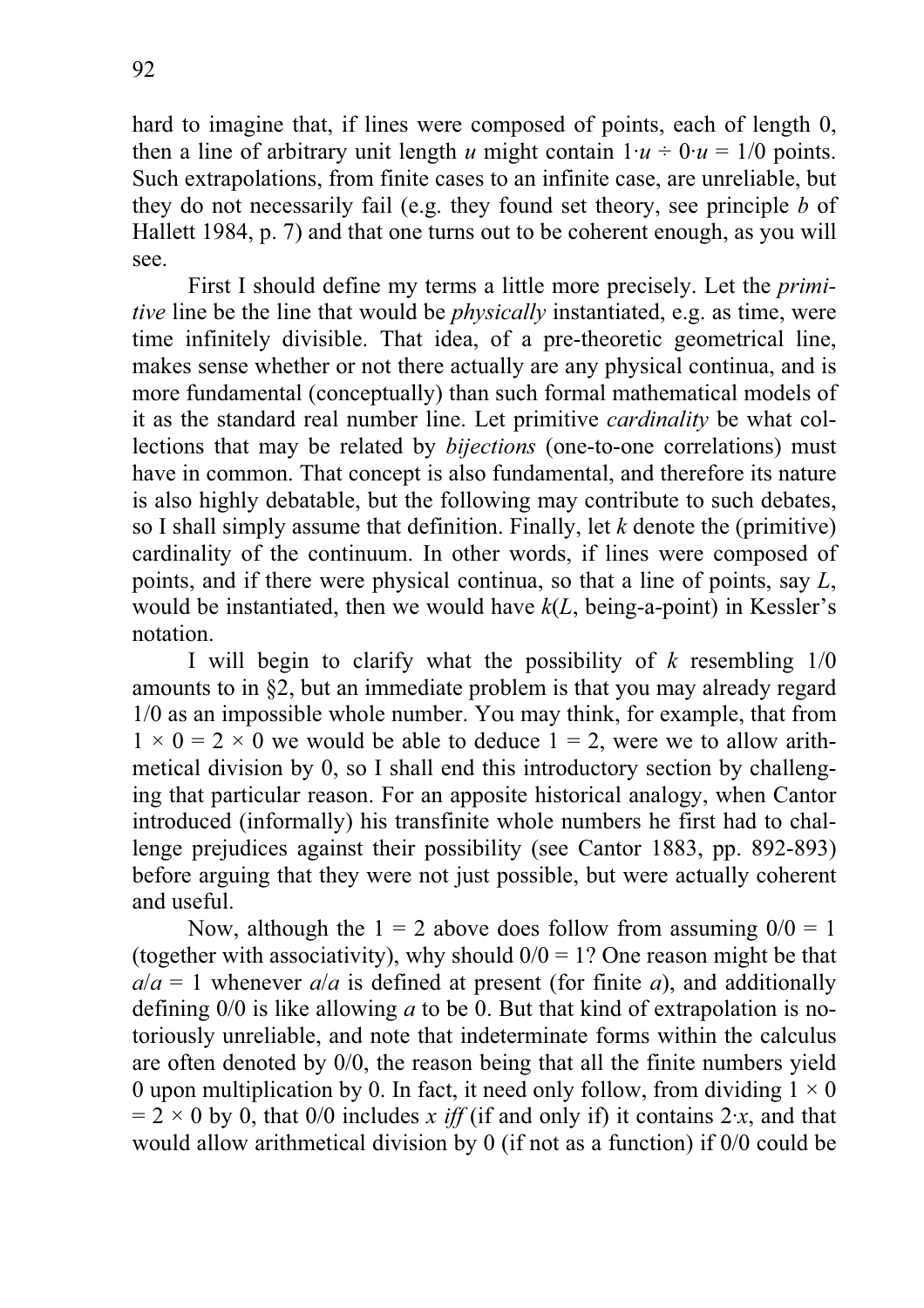hard to imagine that, if lines were composed of points, each of length 0, then a line of arbitrary unit length $u$ might contain $1 \cdot u \div 0 \cdot u = 1/0$ points. Such extrapolations, from finite cases to an infinite case, are unreliable, but they do not necessarily fail (e.g. they found set theory, see principle *b* of Hallett 1984, p. 7) and that one turns out to be coherent enough, as you will see.

First I should define my terms a little more precisely. Let the *primitive* line be the line that would be *physically* instantiated, e.g. as time, were time infinitely divisible. That idea, of a pre-theoretic geometrical line, makes sense whether or not there actually are any physical continua, and is more fundamental (conceptually) than such formal mathematical models of it as the standard real number line. Let primitive *cardinality* be what collections that may be related by *bijections* (one-to-one correlations) must have in common. That concept is also fundamental, and therefore its nature is also highly debatable, but the following may contribute to such debates, so I shall simply assume that definition. Finally, let $k$ denote the (primitive) cardinality of the continuum. In other words, if lines were composed of points, and if there were physical continua, so that a line of points, say $L$, would be instantiated, then we would have $k(L$, being-a-point) in Kessler's notation.

I will begin to clarify what the possibility of $k$ resembling $1/0$ amounts to in §2, but an immediate problem is that you may already regard $1/0$ as an impossible whole number. You may think, for example, that from $1 \times 0 = 2 \times 0$ we would be able to deduce $1 = 2$, were we to allow arithmetical division by 0, so I shall end this introductory section by challenging that particular reason. For an apposite historical analogy, when Cantor introduced (informally) his transfinite whole numbers he first had to challenge prejudices against their possibility (see Cantor 1883, pp. 892-893) before arguing that they were not just possible, but were actually coherent and useful.

Now, although the $1 = 2$ above does follow from assuming $0/0 = 1$ (together with associativity), why should $0/0 = 1$? One reason might be that $a/a = 1$ whenever $a/a$ is defined at present (for finite $a$), and additionally defining $0/0$ is like allowing $a$ to be 0. But that kind of extrapolation is notoriously unreliable, and note that indeterminate forms within the calculus are often denoted by $0/0$, the reason being that all the finite numbers yield 0 upon multiplication by 0. In fact, it need only follow, from dividing $1 \times 0 = 2 \times 0$ by 0, that $0/0$ includes $x$ *iff* (if and only if) it contains $2 \cdot x$, and that would allow arithmetical division by 0 (if not as a function) if $0/0$ could be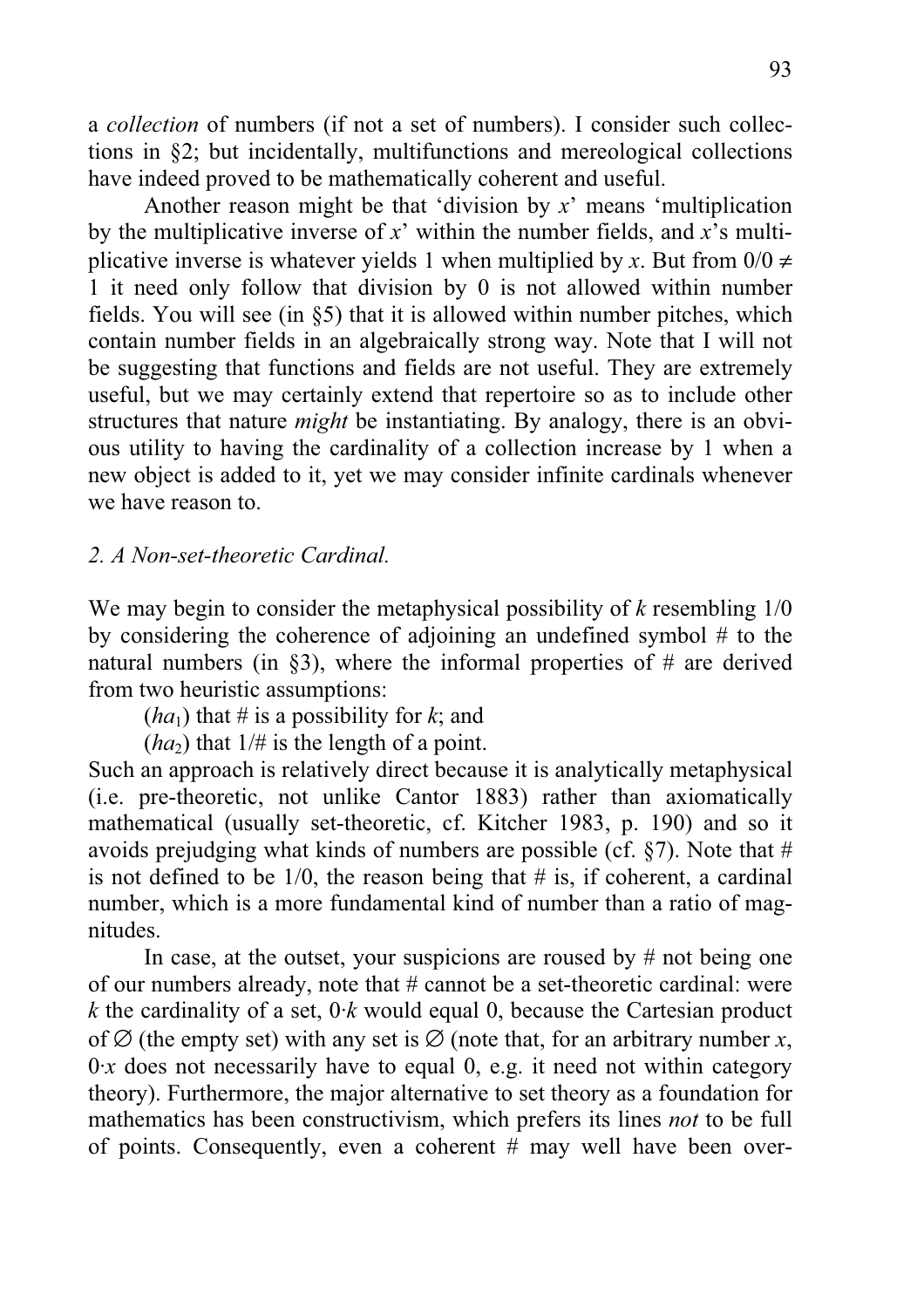a *collection* of numbers (if not a set of numbers). I consider such collections in §2; but incidentally, multifunctions and mereological collections have indeed proved to be mathematically coherent and useful.

Another reason might be that 'division by $x$' means 'multiplication by the multiplicative inverse of $x$' within the number fields, and $x$'s multiplicative inverse is whatever yields 1 when multiplied by $x$. But from $0/0 \neq 1$ it need only follow that division by 0 is not allowed within number fields. You will see (in §5) that it is allowed within number pitches, which contain number fields in an algebraically strong way. Note that I will not be suggesting that functions and fields are not useful. They are extremely useful, but we may certainly extend that repertoire so as to include other structures that nature *might* be instantiating. By analogy, there is an obvious utility to having the cardinality of a collection increase by 1 when a new object is added to it, yet we may consider infinite cardinals whenever we have reason to.

## *2. A Non-set-theoretic Cardinal.*

We may begin to consider the metaphysical possibility of $k$ resembling 1/0 by considering the coherence of adjoining an undefined symbol # to the natural numbers (in §3), where the informal properties of # are derived from two heuristic assumptions:

($ha_1$) that # is a possibility for $k$; and

($ha_2$) that 1/# is the length of a point.

Such an approach is relatively direct because it is analytically metaphysical (i.e. pre-theoretic, not unlike Cantor 1883) rather than axiomatically mathematical (usually set-theoretic, cf. Kitcher 1983, p. 190) and so it avoids prejudging what kinds of numbers are possible (cf. §7). Note that # is not defined to be 1/0, the reason being that # is, if coherent, a cardinal number, which is a more fundamental kind of number than a ratio of magnitudes.

In case, at the outset, your suspicions are roused by # not being one of our numbers already, note that # cannot be a set-theoretic cardinal: were $k$ the cardinality of a set, $0{\cdot}k$ would equal 0, because the Cartesian product of $\varnothing$ (the empty set) with any set is $\varnothing$ (note that, for an arbitrary number $x$, $0{\cdot}x$ does not necessarily have to equal 0, e.g. it need not within category theory). Furthermore, the major alternative to set theory as a foundation for mathematics has been constructivism, which prefers its lines *not* to be full of points. Consequently, even a coherent # may well have been over-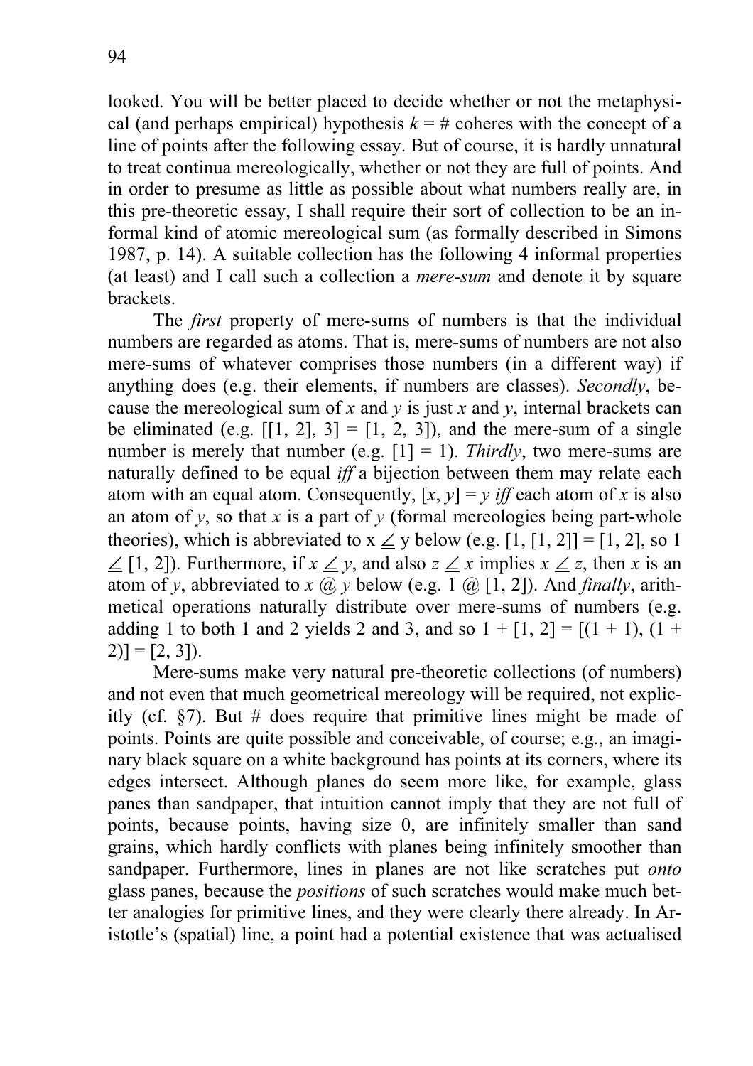looked. You will be better placed to decide whether or not the metaphysical (and perhaps empirical) hypothesis $k = \#$ coheres with the concept of a line of points after the following essay. But of course, it is hardly unnatural to treat continua mereologically, whether or not they are full of points. And in order to presume as little as possible about what numbers really are, in this pre-theoretic essay, I shall require their sort of collection to be an informal kind of atomic mereological sum (as formally described in Simons 1987, p. 14). A suitable collection has the following 4 informal properties (at least) and I call such a collection a *mere-sum* and denote it by square brackets.

The *first* property of mere-sums of numbers is that the individual numbers are regarded as atoms. That is, mere-sums of numbers are not also mere-sums of whatever comprises those numbers (in a different way) if anything does (e.g. their elements, if numbers are classes). *Secondly*, because the mereological sum of $x$ and $y$ is just $x$ and $y$, internal brackets can be eliminated (e.g. $[[1, 2], 3] = [1, 2, 3]$), and the mere-sum of a single number is merely that number (e.g. $[1] = 1$). *Thirdly*, two mere-sums are naturally defined to be equal *iff* a bijection between them may relate each atom with an equal atom. Consequently, $[x, y] = y$ *iff* each atom of $x$ is also an atom of $y$, so that $x$ is a part of $y$ (formal mereologies being part-whole theories), which is abbreviated to $x \angle y$ below (e.g. $[1, [1, 2]] = [1, 2]$, so $1 \angle [1, 2]$). Furthermore, if $x \angle y$, and also $z \angle x$ implies $x \angle z$, then $x$ is an atom of $y$, abbreviated to $x$ @ $y$ below (e.g. $1$ @ $[1, 2]$). And *finally*, arithmetical operations naturally distribute over mere-sums of numbers (e.g. adding 1 to both 1 and 2 yields 2 and 3, and so $1 + [1, 2] = [(1 + 1), (1 + 2)] = [2, 3]$).

Mere-sums make very natural pre-theoretic collections (of numbers) and not even that much geometrical mereology will be required, not explicitly (cf. §7). But # does require that primitive lines might be made of points. Points are quite possible and conceivable, of course; e.g., an imaginary black square on a white background has points at its corners, where its edges intersect. Although planes do seem more like, for example, glass panes than sandpaper, that intuition cannot imply that they are not full of points, because points, having size 0, are infinitely smaller than sand grains, which hardly conflicts with planes being infinitely smoother than sandpaper. Furthermore, lines in planes are not like scratches put *onto* glass panes, because the *positions* of such scratches would make much better analogies for primitive lines, and they were clearly there already. In Aristotle's (spatial) line, a point had a potential existence that was actualised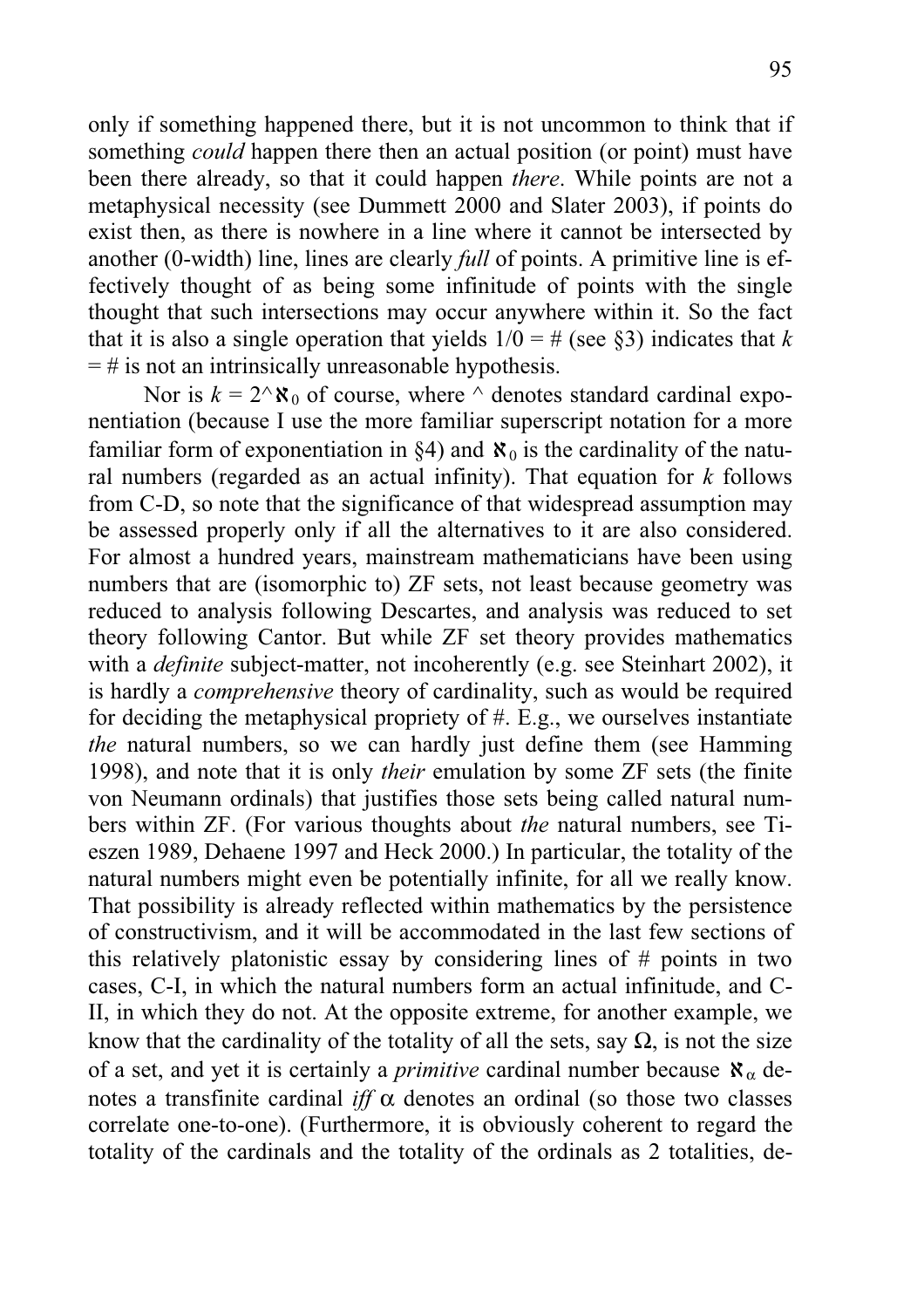only if something happened there, but it is not uncommon to think that if something *could* happen there then an actual position (or point) must have been there already, so that it could happen *there*. While points are not a metaphysical necessity (see Dummett 2000 and Slater 2003), if points do exist then, as there is nowhere in a line where it cannot be intersected by another (0-width) line, lines are clearly *full* of points. A primitive line is effectively thought of as being some infinitude of points with the single thought that such intersections may occur anywhere within it. So the fact that it is also a single operation that yields $1/0 = \#$ (see §3) indicates that $k = \#$ is not an intrinsically unreasonable hypothesis.

Nor is $k = 2\hat{}\aleph_0$ of course, where ^ denotes standard cardinal exponentiation (because I use the more familiar superscript notation for a more familiar form of exponentiation in §4) and $\aleph_0$ is the cardinality of the natural numbers (regarded as an actual infinity). That equation for $k$ follows from C-D, so note that the significance of that widespread assumption may be assessed properly only if all the alternatives to it are also considered. For almost a hundred years, mainstream mathematicians have been using numbers that are (isomorphic to) ZF sets, not least because geometry was reduced to analysis following Descartes, and analysis was reduced to set theory following Cantor. But while ZF set theory provides mathematics with a *definite* subject-matter, not incoherently (e.g. see Steinhart 2002), it is hardly a *comprehensive* theory of cardinality, such as would be required for deciding the metaphysical propriety of #. E.g., we ourselves instantiate *the* natural numbers, so we can hardly just define them (see Hamming 1998), and note that it is only *their* emulation by some ZF sets (the finite von Neumann ordinals) that justifies those sets being called natural numbers within ZF. (For various thoughts about *the* natural numbers, see Tieszen 1989, Dehaene 1997 and Heck 2000.) In particular, the totality of the natural numbers might even be potentially infinite, for all we really know. That possibility is already reflected within mathematics by the persistence of constructivism, and it will be accommodated in the last few sections of this relatively platonistic essay by considering lines of # points in two cases, C-I, in which the natural numbers form an actual infinitude, and C-II, in which they do not. At the opposite extreme, for another example, we know that the cardinality of the totality of all the sets, say $\Omega$, is not the size of a set, and yet it is certainly a *primitive* cardinal number because $\aleph_\alpha$ denotes a transfinite cardinal *iff* $\alpha$ denotes an ordinal (so those two classes correlate one-to-one). (Furthermore, it is obviously coherent to regard the totality of the cardinals and the totality of the ordinals as 2 totalities, de-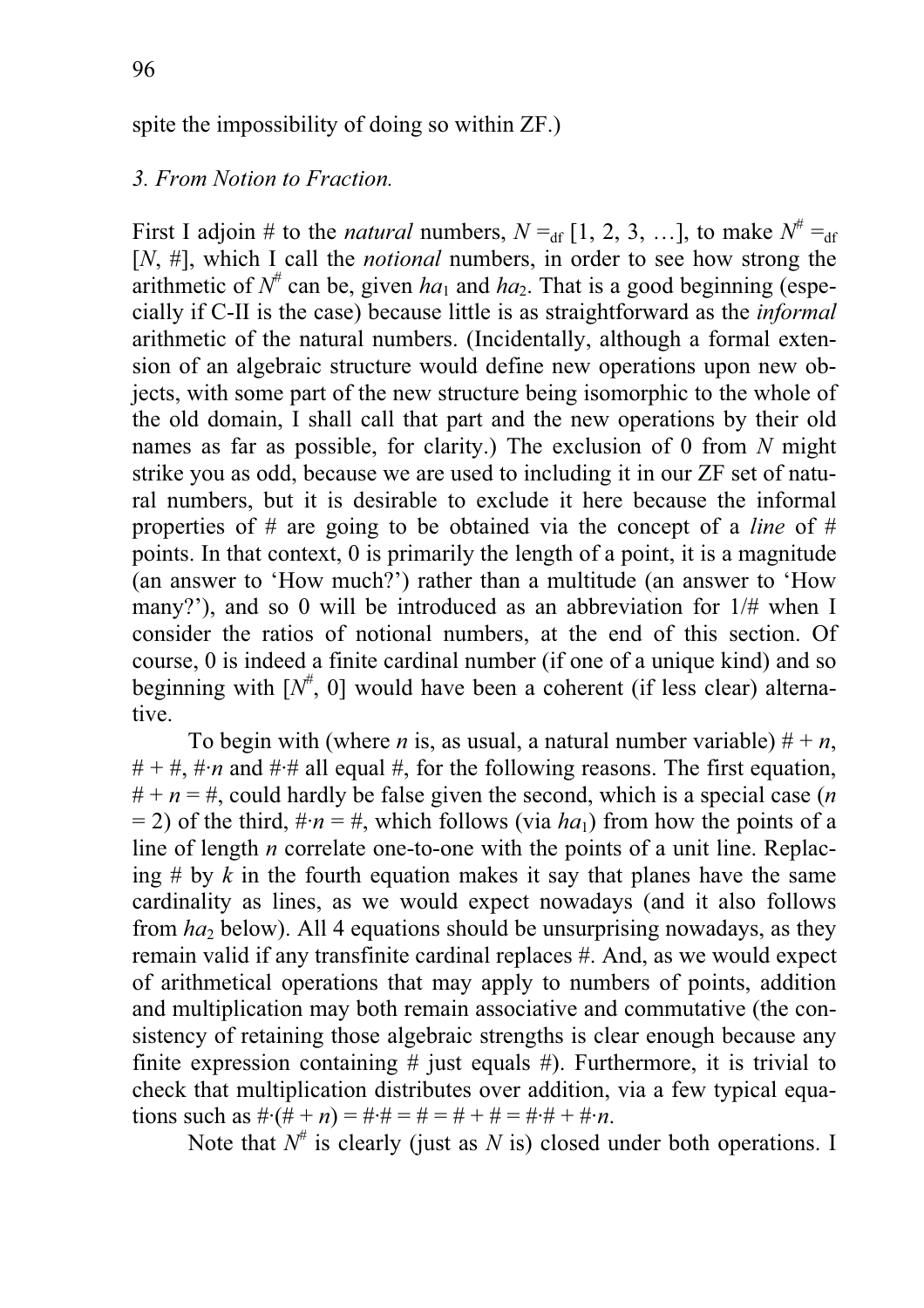spite the impossibility of doing so within ZF.)

*3. From Notion to Fraction.*

First I adjoin # to the *natural* numbers, $N =_{df} [1, 2, 3, \ldots]$, to make $N^{\#} =_{df} [N, \#]$, which I call the *notional* numbers, in order to see how strong the arithmetic of $N^{\#}$ can be, given $ha_1$ and $ha_2$. That is a good beginning (especially if C-II is the case) because little is as straightforward as the *informal* arithmetic of the natural numbers. (Incidentally, although a formal extension of an algebraic structure would define new operations upon new objects, with some part of the new structure being isomorphic to the whole of the old domain, I shall call that part and the new operations by their old names as far as possible, for clarity.) The exclusion of 0 from $N$ might strike you as odd, because we are used to including it in our ZF set of natural numbers, but it is desirable to exclude it here because the informal properties of # are going to be obtained via the concept of a *line* of # points. In that context, 0 is primarily the length of a point, it is a magnitude (an answer to 'How much?') rather than a multitude (an answer to 'How many?'), and so 0 will be introduced as an abbreviation for $1/\#$ when I consider the ratios of notional numbers, at the end of this section. Of course, 0 is indeed a finite cardinal number (if one of a unique kind) and so beginning with $[N^{\#}, 0]$ would have been a coherent (if less clear) alternative.

To begin with (where $n$ is, as usual, a natural number variable) $\# + n$, $\# + \#$, $\#\cdot n$ and $\#\cdot\#$ all equal #, for the following reasons. The first equation, $\# + n = \#$, could hardly be false given the second, which is a special case ($n = 2$) of the third, $\#\cdot n = \#$, which follows (via $ha_1$) from how the points of a line of length $n$ correlate one-to-one with the points of a unit line. Replacing # by $k$ in the fourth equation makes it say that planes have the same cardinality as lines, as we would expect nowadays (and it also follows from $ha_2$ below). All 4 equations should be unsurprising nowadays, as they remain valid if any transfinite cardinal replaces #. And, as we would expect of arithmetical operations that may apply to numbers of points, addition and multiplication may both remain associative and commutative (the consistency of retaining those algebraic strengths is clear enough because any finite expression containing # just equals #). Furthermore, it is trivial to check that multiplication distributes over addition, via a few typical equations such as $\#\cdot(\# + n) = \#\cdot\# = \# = \# + \# = \#\cdot\# + \#\cdot n$.

Note that $N^{\#}$ is clearly (just as $N$ is) closed under both operations. I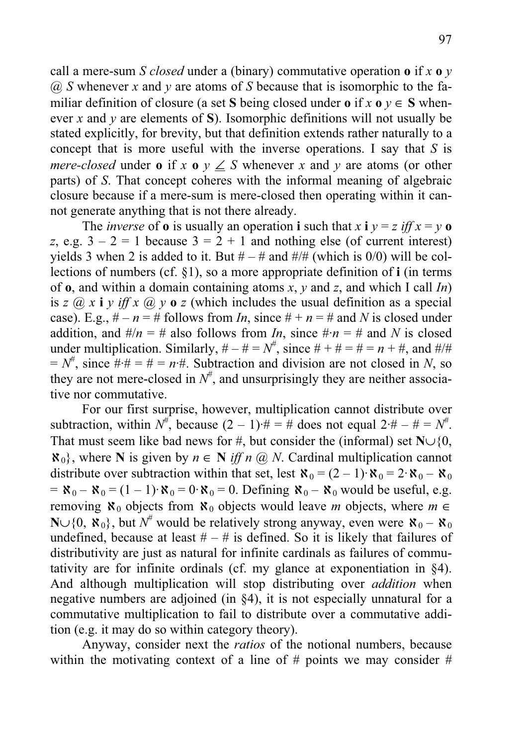call a mere-sum $S$ *closed* under a (binary) commutative operation $\mathbf{o}$ if $x\ \mathbf{o}\ y$ @ $S$ whenever $x$ and $y$ are atoms of $S$ because that is isomorphic to the familiar definition of closure (a set $\mathbf{S}$ being closed under $\mathbf{o}$ if $x\ \mathbf{o}\ y \in \mathbf{S}$ whenever $x$ and $y$ are elements of $\mathbf{S}$). Isomorphic definitions will not usually be stated explicitly, for brevity, but that definition extends rather naturally to a concept that is more useful with the inverse operations. I say that $S$ is *mere-closed* under $\mathbf{o}$ if $x\ \mathbf{o}\ y \angle S$ whenever $x$ and $y$ are atoms (or other parts) of $S$. That concept coheres with the informal meaning of algebraic closure because if a mere-sum is mere-closed then operating within it cannot generate anything that is not there already.

The *inverse* of $\mathbf{o}$ is usually an operation $\mathbf{i}$ such that $x\ \mathbf{i}\ y = z$ *iff* $x = y\ \mathbf{o}\ z$, e.g. $3 - 2 = 1$ because $3 = 2 + 1$ and nothing else (of current interest) yields 3 when 2 is added to it. But # – # and #/# (which is 0/0) will be collections of numbers (cf. §1), so a more appropriate definition of $\mathbf{i}$ (in terms of $\mathbf{o}$, and within a domain containing atoms $x$, $y$ and $z$, and which I call *In*) is $z$ @ $x\ \mathbf{i}\ y$ *iff* $x$ @ $y\ \mathbf{o}\ z$ (which includes the usual definition as a special case). E.g., # – $n$ = # follows from *In*, since # + $n$ = # and $N$ is closed under addition, and #/$n$ = # also follows from *In*, since #·$n$ = # and $N$ is closed under multiplication. Similarly, # – # = $N^{\#}$, since # + # = # = $n$ + #, and #/# = $N^{\#}$, since #·# = # = $n$·#. Subtraction and division are not closed in $N$, so they are not mere-closed in $N^{\#}$, and unsurprisingly they are neither associative nor commutative.

For our first surprise, however, multiplication cannot distribute over subtraction, within $N^{\#}$, because (2 – 1)·# = # does not equal 2·# – # = $N^{\#}$. That must seem like bad news for #, but consider the (informal) set $\mathbf{N}\cup\{0, \aleph_0\}$, where $\mathbf{N}$ is given by $n \in \mathbf{N}$ *iff* $n$ @ $N$. Cardinal multiplication cannot distribute over subtraction within that set, lest $\aleph_0 = (2 - 1)\cdot\aleph_0 = 2\cdot\aleph_0 - \aleph_0 = \aleph_0 - \aleph_0 = (1 - 1)\cdot\aleph_0 = 0\cdot\aleph_0 = 0$. Defining $\aleph_0 - \aleph_0$ would be useful, e.g. removing $\aleph_0$ objects from $\aleph_0$ objects would leave $m$ objects, where $m \in \mathbf{N}\cup\{0, \aleph_0\}$, but $N^{\#}$ would be relatively strong anyway, even were $\aleph_0 - \aleph_0$ undefined, because at least # – # is defined. So it is likely that failures of distributivity are just as natural for infinite cardinals as failures of commutativity are for infinite ordinals (cf. my glance at exponentiation in §4). And although multiplication will stop distributing over *addition* when negative numbers are adjoined (in §4), it is not especially unnatural for a commutative multiplication to fail to distribute over a commutative addition (e.g. it may do so within category theory).

Anyway, consider next the *ratios* of the notional numbers, because within the motivating context of a line of # points we may consider #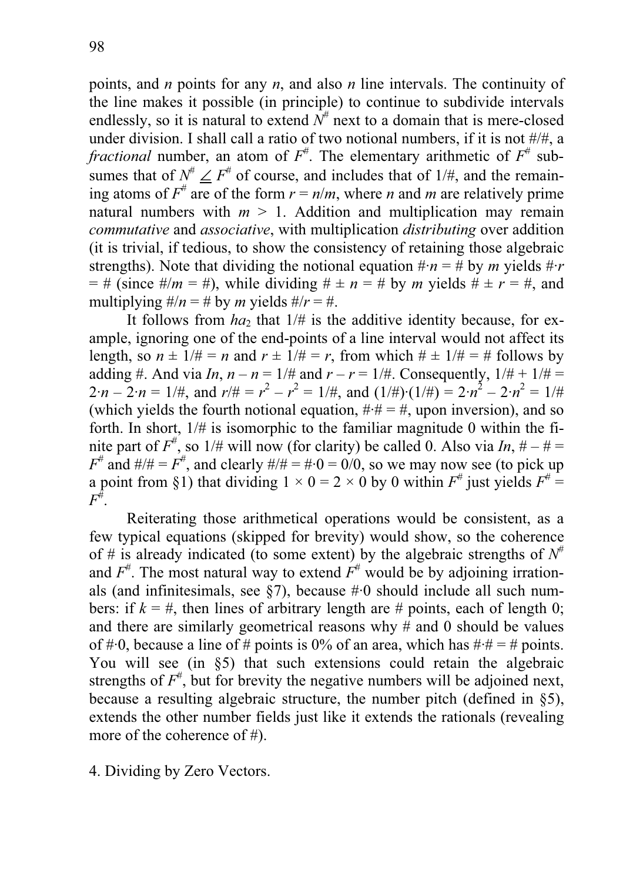points, and $n$ points for any $n$, and also $n$ line intervals. The continuity of the line makes it possible (in principle) to continue to subdivide intervals endlessly, so it is natural to extend $N^{\#}$ next to a domain that is mere-closed under division. I shall call a ratio of two notional numbers, if it is not $\#/\#$, a *fractional* number, an atom of $F^{\#}$. The elementary arithmetic of $F^{\#}$ subsumes that of $N^{\#} \angle F^{\#}$ of course, and includes that of $1/\#$, and the remaining atoms of $F^{\#}$ are of the form $r = n/m$, where $n$ and $m$ are relatively prime natural numbers with $m > 1$. Addition and multiplication may remain *commutative* and *associative*, with multiplication *distributing* over addition (it is trivial, if tedious, to show the consistency of retaining those algebraic strengths). Note that dividing the notional equation $\#\cdot n = \#$ by $m$ yields $\#\cdot r = \#$ (since $\#/m = \#$), while dividing $\# \pm n = \#$ by $m$ yields $\# \pm r = \#$, and multiplying $\#/n = \#$ by $m$ yields $\#/r = \#$.

It follows from $ha_2$ that $1/\#$ is the additive identity because, for example, ignoring one of the end-points of a line interval would not affect its length, so $n \pm 1/\# = n$ and $r \pm 1/\# = r$, from which $\# \pm 1/\# = \#$ follows by adding $\#$. And via *In*, $n - n = 1/\#$ and $r - r = 1/\#$. Consequently, $1/\# + 1/\# = 2\cdot n - 2\cdot n = 1/\#$, and $r/\# = r^2 - r^2 = 1/\#$, and $(1/\#)\cdot(1/\#) = 2\cdot n^2 - 2\cdot n^2 = 1/\#$ (which yields the fourth notional equation, $\#\cdot\# = \#$, upon inversion), and so forth. In short, $1/\#$ is isomorphic to the familiar magnitude 0 within the finite part of $F^{\#}$, so $1/\#$ will now (for clarity) be called 0. Also via *In*, $\# - \# = F^{\#}$ and $\#/\# = F^{\#}$, and clearly $\#/\# = \#\cdot 0 = 0/0$, so we may now see (to pick up a point from §1) that dividing $1 \times 0 = 2 \times 0$ by 0 within $F^{\#}$ just yields $F^{\#} = F^{\#}$.

Reiterating those arithmetical operations would be consistent, as a few typical equations (skipped for brevity) would show, so the coherence of # is already indicated (to some extent) by the algebraic strengths of $N^{\#}$ and $F^{\#}$. The most natural way to extend $F^{\#}$ would be by adjoining irrationals (and infinitesimals, see §7), because $\#\cdot 0$ should include all such numbers: if $k = \#$, then lines of arbitrary length are # points, each of length 0; and there are similarly geometrical reasons why # and 0 should be values of $\#\cdot 0$, because a line of # points is 0% of an area, which has $\#\cdot\# = \#$ points. You will see (in §5) that such extensions could retain the algebraic strengths of $F^{\#}$, but for brevity the negative numbers will be adjoined next, because a resulting algebraic structure, the number pitch (defined in §5), extends the other number fields just like it extends the rationals (revealing more of the coherence of #).

## 4. Dividing by Zero Vectors.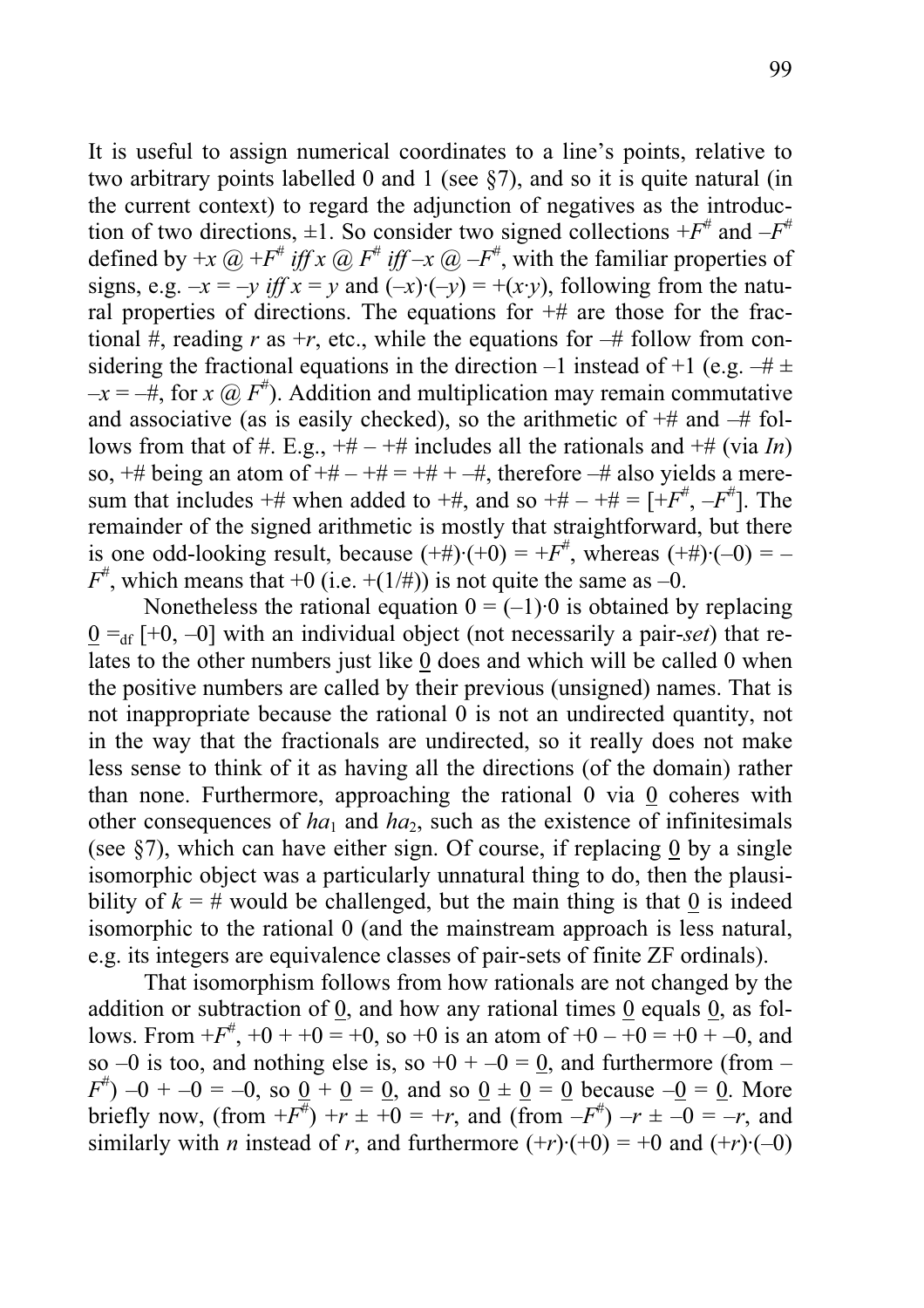It is useful to assign numerical coordinates to a line's points, relative to two arbitrary points labelled 0 and 1 (see §7), and so it is quite natural (in the current context) to regard the adjunction of negatives as the introduction of two directions, ±1. So consider two signed collections $+F^{\#}$ and $-F^{\#}$ defined by $+x$ @ $+F^{\#}$ *iff* $x$ @ $F^{\#}$ *iff* $-x$ @ $-F^{\#}$, with the familiar properties of signs, e.g. $-x = -y$ *iff* $x = y$ and $(-x)\cdot(-y) = +(x\cdot y)$, following from the natural properties of directions. The equations for $+\#$ are those for the fractional #, reading $r$ as $+r$, etc., while the equations for $-\#$ follow from considering the fractional equations in the direction $-1$ instead of $+1$ (e.g. $-\# \pm -x = -\#$, for $x$ @ $F^{\#}$). Addition and multiplication may remain commutative and associative (as is easily checked), so the arithmetic of $+\#$ and $-\#$ follows from that of #. E.g., $+\# - +\#$ includes all the rationals and $+\#$ (via *In*) so, $+\#$ being an atom of $+\# - +\# = +\# + -\#$, therefore $-\#$ also yields a mere-sum that includes $+\#$ when added to $+\#$, and so $+\# - +\# = [+F^{\#}, -F^{\#}]$. The remainder of the signed arithmetic is mostly that straightforward, but there is one odd-looking result, because $(+\#)\cdot(+0) = +F^{\#}$, whereas $(+\#)\cdot(-0) = -F^{\#}$, which means that $+0$ (i.e. $+(1/\#)$) is not quite the same as $-0$.

Nonetheless the rational equation $0 = (-1)\cdot 0$ is obtained by replacing $\underline{0} =_{\text{df}} [+0, -0]$ with an individual object (not necessarily a pair-*set*) that relates to the other numbers just like $\underline{0}$ does and which will be called 0 when the positive numbers are called by their previous (unsigned) names. That is not inappropriate because the rational 0 is not an undirected quantity, not in the way that the fractionals are undirected, so it really does not make less sense to think of it as having all the directions (of the domain) rather than none. Furthermore, approaching the rational 0 via $\underline{0}$ coheres with other consequences of $ha_1$ and $ha_2$, such as the existence of infinitesimals (see §7), which can have either sign. Of course, if replacing $\underline{0}$ by a single isomorphic object was a particularly unnatural thing to do, then the plausibility of $k = \#$ would be challenged, but the main thing is that $\underline{0}$ is indeed isomorphic to the rational 0 (and the mainstream approach is less natural, e.g. its integers are equivalence classes of pair-sets of finite ZF ordinals).

That isomorphism follows from how rationals are not changed by the addition or subtraction of $\underline{0}$, and how any rational times $\underline{0}$ equals $\underline{0}$, as follows. From $+F^{\#}$, $+0 + +0 = +0$, so $+0$ is an atom of $+0 - +0 = +0 + -0$, and so $-0$ is too, and nothing else is, so $+0 + -0 = \underline{0}$, and furthermore (from $-F^{\#}$) $-0 + -0 = -0$, so $\underline{0} + \underline{0} = \underline{0}$, and so $\underline{0} \pm \underline{0} = \underline{0}$ because $-\underline{0} = \underline{0}$. More briefly now, (from $+F^{\#}$) $+r \pm +0 = +r$, and (from $-F^{\#}$) $-r \pm -0 = -r$, and similarly with $n$ instead of $r$, and furthermore $(+r)\cdot(+0) = +0$ and $(+r)\cdot(-0)$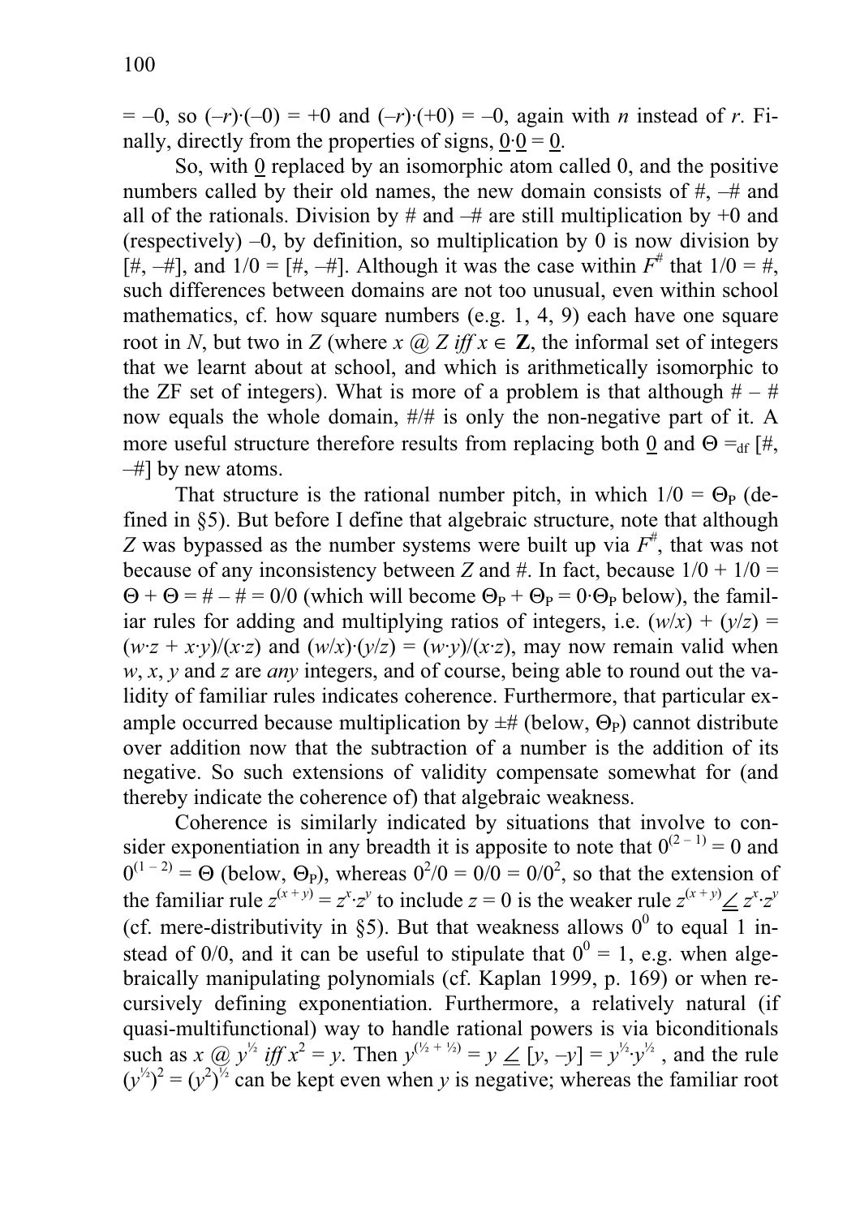= –0, so (–*r*)·(–0) = +0 and (–*r*)·(+0) = –0, again with *n* instead of *r*. Finally, directly from the properties of signs, $\underline{0}\cdot\underline{0} = \underline{0}$.

So, with $\underline{0}$ replaced by an isomorphic atom called 0, and the positive numbers called by their old names, the new domain consists of #, –# and all of the rationals. Division by # and –# are still multiplication by +0 and (respectively) –0, by definition, so multiplication by 0 is now division by [#, –#], and 1/0 = [#, –#]. Although it was the case within $F^{\#}$ that 1/0 = #, such differences between domains are not too unusual, even within school mathematics, cf. how square numbers (e.g. 1, 4, 9) each have one square root in *N*, but two in *Z* (where *x* @ *Z* *iff* $x \in \mathbf{Z}$, the informal set of integers that we learnt about at school, and which is arithmetically isomorphic to the ZF set of integers). What is more of a problem is that although # – # now equals the whole domain, #/# is only the non-negative part of it. A more useful structure therefore results from replacing both $\underline{0}$ and $\Theta =_{df}$ [#, –#] by new atoms.

That structure is the rational number pitch, in which $1/0 = \Theta_P$ (defined in §5). But before I define that algebraic structure, note that although *Z* was bypassed as the number systems were built up via $F^{\#}$, that was not because of any inconsistency between *Z* and #. In fact, because 1/0 + 1/0 = $\Theta + \Theta$ = # – # = 0/0 (which will become $\Theta_P + \Theta_P = 0\cdot\Theta_P$ below), the familiar rules for adding and multiplying ratios of integers, i.e. $(w/x) + (y/z) = (w\cdot z + x\cdot y)/(x\cdot z)$ and $(w/x)\cdot(y/z) = (w\cdot y)/(x\cdot z)$, may now remain valid when *w*, *x*, *y* and *z* are *any* integers, and of course, being able to round out the validity of familiar rules indicates coherence. Furthermore, that particular example occurred because multiplication by ±# (below, $\Theta_P$) cannot distribute over addition now that the subtraction of a number is the addition of its negative. So such extensions of validity compensate somewhat for (and thereby indicate the coherence of) that algebraic weakness.

Coherence is similarly indicated by situations that involve to consider exponentiation in any breadth it is apposite to note that $0^{(2-1)} = 0$ and $0^{(1-2)} = \Theta$ (below, $\Theta_P$), whereas $0^2/0 = 0/0 = 0/0^2$, so that the extension of the familiar rule $z^{(x+y)} = z^x\cdot z^y$ to include $z = 0$ is the weaker rule $z^{(x+y)} \underline{\angle}\, z^x\cdot z^y$ (cf. mere-distributivity in §5). But that weakness allows $0^0$ to equal 1 instead of 0/0, and it can be useful to stipulate that $0^0 = 1$, e.g. when algebraically manipulating polynomials (cf. Kaplan 1999, p. 169) or when recursively defining exponentiation. Furthermore, a relatively natural (if quasi-multifunctional) way to handle rational powers is via biconditionals such as $x$ @ $y^{½}$ *iff* $x^2 = y$. Then $y^{(½ + ½)} = y \underline{\angle}\, [y, -y] = y^{½}\cdot y^{½}$ , and the rule $(y^{½})^2 = (y^2)^{½}$ can be kept even when *y* is negative; whereas the familiar root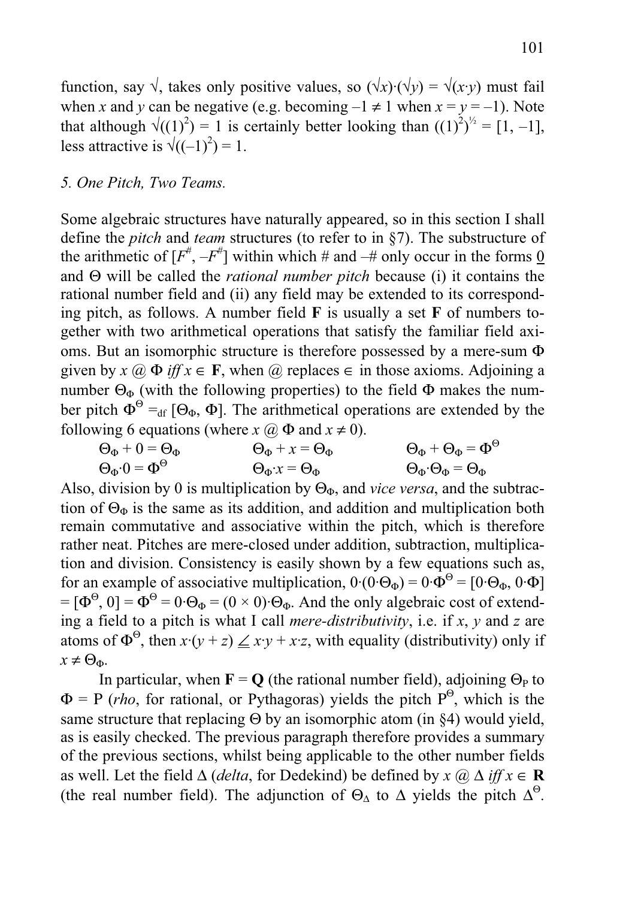function, say $\surd$, takes only positive values, so $(\surd x)\cdot(\surd y) = \surd(x\cdot y)$ must fail when $x$ and $y$ can be negative (e.g. becoming $-1 \neq 1$ when $x = y = -1$). Note that although $\surd((1)^2) = 1$ is certainly better looking than $((1)^2)^{½} = [1, -1]$, less attractive is $\surd((-1)^2) = 1$.

*5. One Pitch, Two Teams.*

Some algebraic structures have naturally appeared, so in this section I shall define the *pitch* and *team* structures (to refer to in §7). The substructure of the arithmetic of $[F^{\#}, -F^{\#}]$ within which # and –# only occur in the forms $\underline{0}$ and $\Theta$ will be called the *rational number pitch* because (i) it contains the rational number field and (ii) any field may be extended to its corresponding pitch, as follows. A number field **F** is usually a set **F** of numbers together with two arithmetical operations that satisfy the familiar field axioms. But an isomorphic structure is therefore possessed by a mere-sum $\Phi$ given by $x$ @ $\Phi$ *iff* $x \in$ **F**, when @ replaces $\in$ in those axioms. Adjoining a number $\Theta_\Phi$ (with the following properties) to the field $\Phi$ makes the number pitch $\Phi^\Theta =_{\text{df}} [\Theta_\Phi, \Phi]$. The arithmetical operations are extended by the following 6 equations (where $x$ @ $\Phi$ and $x \neq 0$).

$$\Theta_\Phi + 0 = \Theta_\Phi \qquad \Theta_\Phi + x = \Theta_\Phi \qquad \Theta_\Phi + \Theta_\Phi = \Phi^\Theta$$

$$\Theta_\Phi\cdot 0 = \Phi^\Theta \qquad \Theta_\Phi\cdot x = \Theta_\Phi \qquad \Theta_\Phi\cdot\Theta_\Phi = \Theta_\Phi$$

Also, division by 0 is multiplication by $\Theta_\Phi$, and *vice versa*, and the subtraction of $\Theta_\Phi$ is the same as its addition, and addition and multiplication both remain commutative and associative within the pitch, which is therefore rather neat. Pitches are mere-closed under addition, subtraction, multiplication and division. Consistency is easily shown by a few equations such as, for an example of associative multiplication, $0\cdot(0\cdot\Theta_\Phi) = 0\cdot\Phi^\Theta = [0\cdot\Theta_\Phi, 0\cdot\Phi] = [\Phi^\Theta, 0] = \Phi^\Theta = 0\cdot\Theta_\Phi = (0 \times 0)\cdot\Theta_\Phi$. And the only algebraic cost of extending a field to a pitch is what I call *mere-distributivity*, i.e. if $x$, $y$ and $z$ are atoms of $\Phi^\Theta$, then $x\cdot(y + z) \angle\!\!\_\; x\cdot y + x\cdot z$, with equality (distributivity) only if $x \neq \Theta_\Phi$.

In particular, when **F** = **Q** (the rational number field), adjoining $\Theta_\text{P}$ to $\Phi = \text{P}$ (*rho*, for rational, or Pythagoras) yields the pitch $\text{P}^\Theta$, which is the same structure that replacing $\Theta$ by an isomorphic atom (in §4) would yield, as is easily checked. The previous paragraph therefore provides a summary of the previous sections, whilst being applicable to the other number fields as well. Let the field $\Delta$ (*delta*, for Dedekind) be defined by $x$ @ $\Delta$ *iff* $x \in$ **R** (the real number field). The adjunction of $\Theta_\Delta$ to $\Delta$ yields the pitch $\Delta^\Theta$.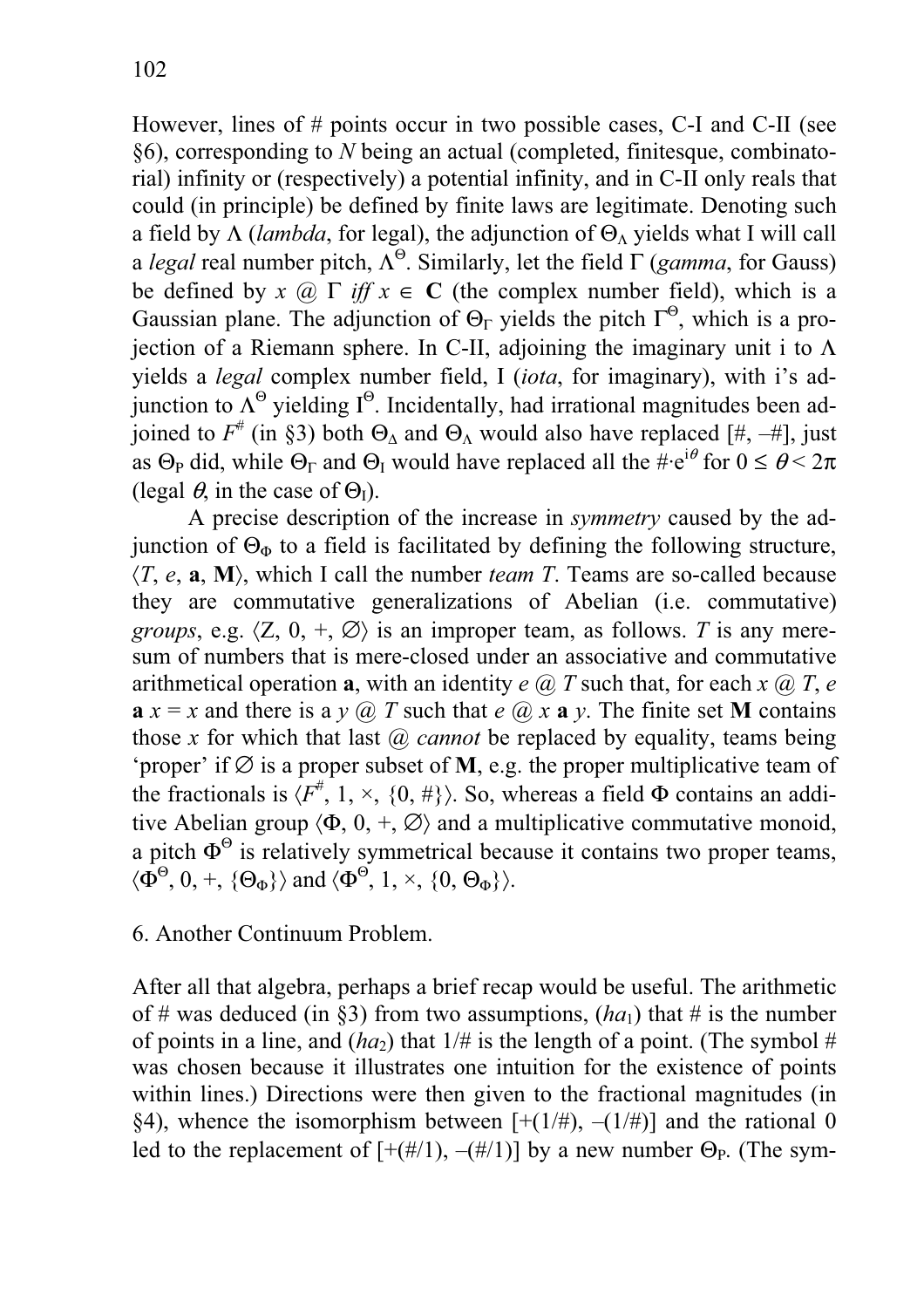However, lines of # points occur in two possible cases, C-I and C-II (see §6), corresponding to $N$ being an actual (completed, finitesque, combinatorial) infinity or (respectively) a potential infinity, and in C-II only reals that could (in principle) be defined by finite laws are legitimate. Denoting such a field by Λ (*lambda*, for legal), the adjunction of $\Theta_\Lambda$ yields what I will call a *legal* real number pitch, $\Lambda^\Theta$. Similarly, let the field Γ (*gamma*, for Gauss) be defined by $x$ @ Γ *iff* $x \in \mathbf{C}$ (the complex number field), which is a Gaussian plane. The adjunction of $\Theta_\Gamma$ yields the pitch $\Gamma^\Theta$, which is a projection of a Riemann sphere. In C-II, adjoining the imaginary unit i to Λ yields a *legal* complex number field, I (*iota*, for imaginary), with i's adjunction to $\Lambda^\Theta$ yielding $\mathrm{I}^\Theta$. Incidentally, had irrational magnitudes been adjoined to $F^\#$ (in §3) both $\Theta_\Delta$ and $\Theta_\Lambda$ would also have replaced [#, –#], just as $\Theta_\mathrm{P}$ did, while $\Theta_\Gamma$ and $\Theta_\mathrm{I}$ would have replaced all the $\#\cdot e^{i\theta}$ for $0 \leq \theta < 2\pi$ (legal $\theta$, in the case of $\Theta_\mathrm{I}$).

A precise description of the increase in *symmetry* caused by the adjunction of $\Theta_\Phi$ to a field is facilitated by defining the following structure, $\langle T, e, \mathbf{a}, \mathbf{M}\rangle$, which I call the number *team T*. Teams are so-called because they are commutative generalizations of Abelian (i.e. commutative) *groups*, e.g. $\langle Z, 0, +, \varnothing\rangle$ is an improper team, as follows. $T$ is any mere-sum of numbers that is mere-closed under an associative and commutative arithmetical operation **a**, with an identity $e$ @ $T$ such that, for each $x$ @ $T$, $e$ **a** $x = x$ and there is a $y$ @ $T$ such that $e$ @ $x$ **a** $y$. The finite set **M** contains those $x$ for which that last @ *cannot* be replaced by equality, teams being 'proper' if ∅ is a proper subset of **M**, e.g. the proper multiplicative team of the fractionals is $\langle F^\#, 1, \times, \{0, \#\}\rangle$. So, whereas a field **Φ** contains an additive Abelian group $\langle \Phi, 0, +, \varnothing\rangle$ and a multiplicative commutative monoid, a pitch $\mathbf{\Phi}^\Theta$ is relatively symmetrical because it contains two proper teams, $\langle \Phi^\Theta, 0, +, \{\Theta_\Phi\}\rangle$ and $\langle \Phi^\Theta, 1, \times, \{0, \Theta_\Phi\}\rangle$.

## 6. Another Continuum Problem.

After all that algebra, perhaps a brief recap would be useful. The arithmetic of # was deduced (in §3) from two assumptions, ($ha_1$) that # is the number of points in a line, and ($ha_2$) that 1/# is the length of a point. (The symbol # was chosen because it illustrates one intuition for the existence of points within lines.) Directions were then given to the fractional magnitudes (in §4), whence the isomorphism between [+(1/#), –(1/#)] and the rational 0 led to the replacement of [+(#/1), –(#/1)] by a new number $\Theta_\mathrm{P}$. (The sym-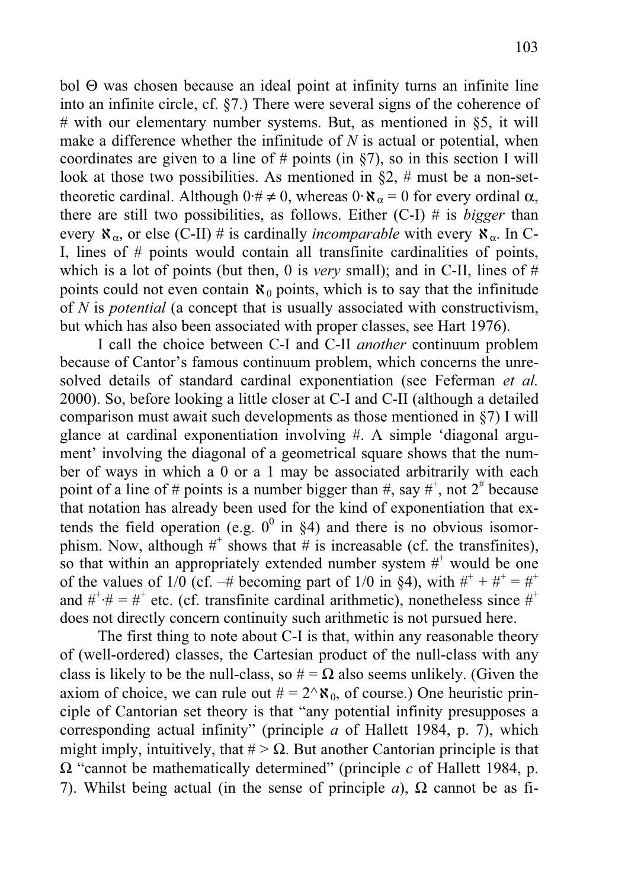bol $\Theta$ was chosen because an ideal point at infinity turns an infinite line into an infinite circle, cf. §7.) There were several signs of the coherence of # with our elementary number systems. But, as mentioned in §5, it will make a difference whether the infinitude of *N* is actual or potential, when coordinates are given to a line of # points (in §7), so in this section I will look at those two possibilities. As mentioned in §2, # must be a non-set-theoretic cardinal. Although $0 \cdot \# \neq 0$, whereas $0 \cdot \aleph_\alpha = 0$ for every ordinal $\alpha$, there are still two possibilities, as follows. Either (C-I) # is *bigger* than every $\aleph_\alpha$, or else (C-II) # is cardinally *incomparable* with every $\aleph_\alpha$. In C-I, lines of # points would contain all transfinite cardinalities of points, which is a lot of points (but then, 0 is *very* small); and in C-II, lines of # points could not even contain $\aleph_0$ points, which is to say that the infinitude of *N* is *potential* (a concept that is usually associated with constructivism, but which has also been associated with proper classes, see Hart 1976).

I call the choice between C-I and C-II *another* continuum problem because of Cantor's famous continuum problem, which concerns the unresolved details of standard cardinal exponentiation (see Feferman *et al.* 2000). So, before looking a little closer at C-I and C-II (although a detailed comparison must await such developments as those mentioned in §7) I will glance at cardinal exponentiation involving #. A simple 'diagonal argument' involving the diagonal of a geometrical square shows that the number of ways in which a 0 or a 1 may be associated arbitrarily with each point of a line of # points is a number bigger than #, say $\#^+$, not $2^\#$ because that notation has already been used for the kind of exponentiation that extends the field operation (e.g. $0^0$ in §4) and there is no obvious isomorphism. Now, although $\#^+$ shows that # is increasable (cf. the transfinites), so that within an appropriately extended number system $\#^+$ would be one of the values of 1/0 (cf. $-\#$ becoming part of 1/0 in §4), with $\#^+ + \#^+ = \#^+$ and $\#^+ \cdot \# = \#^+$ etc. (cf. transfinite cardinal arithmetic), nonetheless since $\#^+$ does not directly concern continuity such arithmetic is not pursued here.

The first thing to note about C-I is that, within any reasonable theory of (well-ordered) classes, the Cartesian product of the null-class with any class is likely to be the null-class, so $\# = \Omega$ also seems unlikely. (Given the axiom of choice, we can rule out $\# = 2\hat{}\aleph_0$, of course.) One heuristic principle of Cantorian set theory is that "any potential infinity presupposes a corresponding actual infinity" (principle *a* of Hallett 1984, p. 7), which might imply, intuitively, that $\# > \Omega$. But another Cantorian principle is that $\Omega$ "cannot be mathematically determined" (principle *c* of Hallett 1984, p. 7). Whilst being actual (in the sense of principle *a*), $\Omega$ cannot be as fi-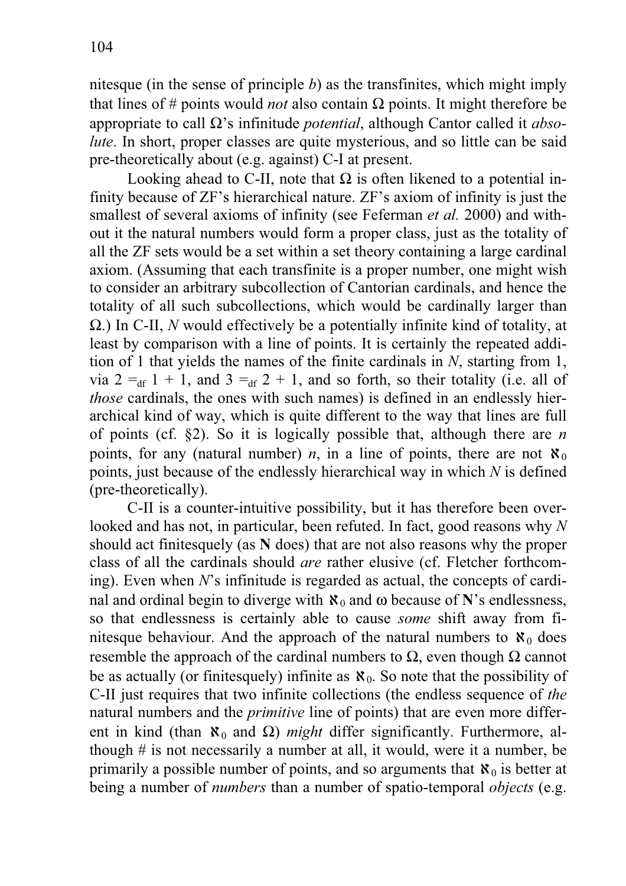nitesque (in the sense of principle *b*) as the transfinites, which might imply that lines of # points would *not* also contain Ω points. It might therefore be appropriate to call Ω's infinitude *potential*, although Cantor called it *absolute*. In short, proper classes are quite mysterious, and so little can be said pre-theoretically about (e.g. against) C-I at present.

Looking ahead to C-II, note that Ω is often likened to a potential infinity because of ZF's hierarchical nature. ZF's axiom of infinity is just the smallest of several axioms of infinity (see Feferman *et al.* 2000) and without it the natural numbers would form a proper class, just as the totality of all the ZF sets would be a set within a set theory containing a large cardinal axiom. (Assuming that each transfinite is a proper number, one might wish to consider an arbitrary subcollection of Cantorian cardinals, and hence the totality of all such subcollections, which would be cardinally larger than Ω.) In C-II, *N* would effectively be a potentially infinite kind of totality, at least by comparison with a line of points. It is certainly the repeated addition of 1 that yields the names of the finite cardinals in *N*, starting from 1, via $2 =_{\text{df}} 1 + 1$, and $3 =_{\text{df}} 2 + 1$, and so forth, so their totality (i.e. all of *those* cardinals, the ones with such names) is defined in an endlessly hierarchical kind of way, which is quite different to the way that lines are full of points (cf. §2). So it is logically possible that, although there are *n* points, for any (natural number) *n*, in a line of points, there are not $\aleph_0$ points, just because of the endlessly hierarchical way in which *N* is defined (pre-theoretically).

C-II is a counter-intuitive possibility, but it has therefore been overlooked and has not, in particular, been refuted. In fact, good reasons why *N* should act finitesquely (as **N** does) that are not also reasons why the proper class of all the cardinals should *are* rather elusive (cf. Fletcher forthcoming). Even when *N*'s infinitude is regarded as actual, the concepts of cardinal and ordinal begin to diverge with $\aleph_0$ and ω because of **N**'s endlessness, so that endlessness is certainly able to cause *some* shift away from finitesque behaviour. And the approach of the natural numbers to $\aleph_0$ does resemble the approach of the cardinal numbers to Ω, even though Ω cannot be as actually (or finitesquely) infinite as $\aleph_0$. So note that the possibility of C-II just requires that two infinite collections (the endless sequence of *the* natural numbers and the *primitive* line of points) that are even more different in kind (than $\aleph_0$ and Ω) *might* differ significantly. Furthermore, although # is not necessarily a number at all, it would, were it a number, be primarily a possible number of points, and so arguments that $\aleph_0$ is better at being a number of *numbers* than a number of spatio-temporal *objects* (e.g.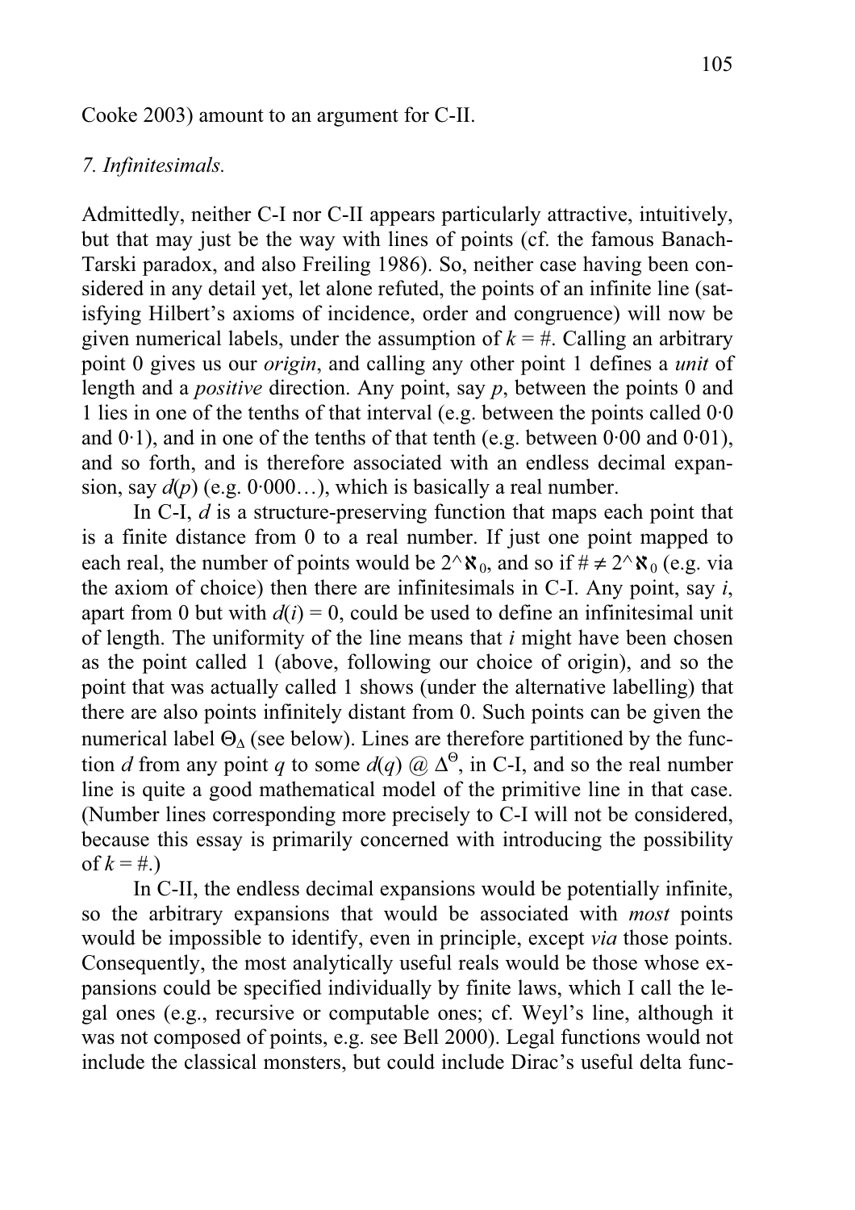Cooke 2003) amount to an argument for C-II.

### *7. Infinitesimals.*

Admittedly, neither C-I nor C-II appears particularly attractive, intuitively, but that may just be the way with lines of points (cf. the famous Banach-Tarski paradox, and also Freiling 1986). So, neither case having been considered in any detail yet, let alone refuted, the points of an infinite line (satisfying Hilbert's axioms of incidence, order and congruence) will now be given numerical labels, under the assumption of $k = \#$. Calling an arbitrary point 0 gives us our *origin*, and calling any other point 1 defines a *unit* of length and a *positive* direction. Any point, say $p$, between the points 0 and 1 lies in one of the tenths of that interval (e.g. between the points called 0·0 and 0·1), and in one of the tenths of that tenth (e.g. between 0·00 and 0·01), and so forth, and is therefore associated with an endless decimal expansion, say $d(p)$ (e.g. 0·000…), which is basically a real number.

In C-I, $d$ is a structure-preserving function that maps each point that is a finite distance from 0 to a real number. If just one point mapped to each real, the number of points would be $2^\wedge\aleph_0$, and so if $\# \neq 2^\wedge\aleph_0$ (e.g. via the axiom of choice) then there are infinitesimals in C-I. Any point, say $i$, apart from 0 but with $d(i) = 0$, could be used to define an infinitesimal unit of length. The uniformity of the line means that $i$ might have been chosen as the point called 1 (above, following our choice of origin), and so the point that was actually called 1 shows (under the alternative labelling) that there are also points infinitely distant from 0. Such points can be given the numerical label $\Theta_\Delta$ (see below). Lines are therefore partitioned by the function $d$ from any point $q$ to some $d(q)$ @ $\Delta^\Theta$, in C-I, and so the real number line is quite a good mathematical model of the primitive line in that case. (Number lines corresponding more precisely to C-I will not be considered, because this essay is primarily concerned with introducing the possibility of $k = \#$.)

In C-II, the endless decimal expansions would be potentially infinite, so the arbitrary expansions that would be associated with *most* points would be impossible to identify, even in principle, except *via* those points. Consequently, the most analytically useful reals would be those whose expansions could be specified individually by finite laws, which I call the legal ones (e.g., recursive or computable ones; cf. Weyl's line, although it was not composed of points, e.g. see Bell 2000). Legal functions would not include the classical monsters, but could include Dirac's useful delta func-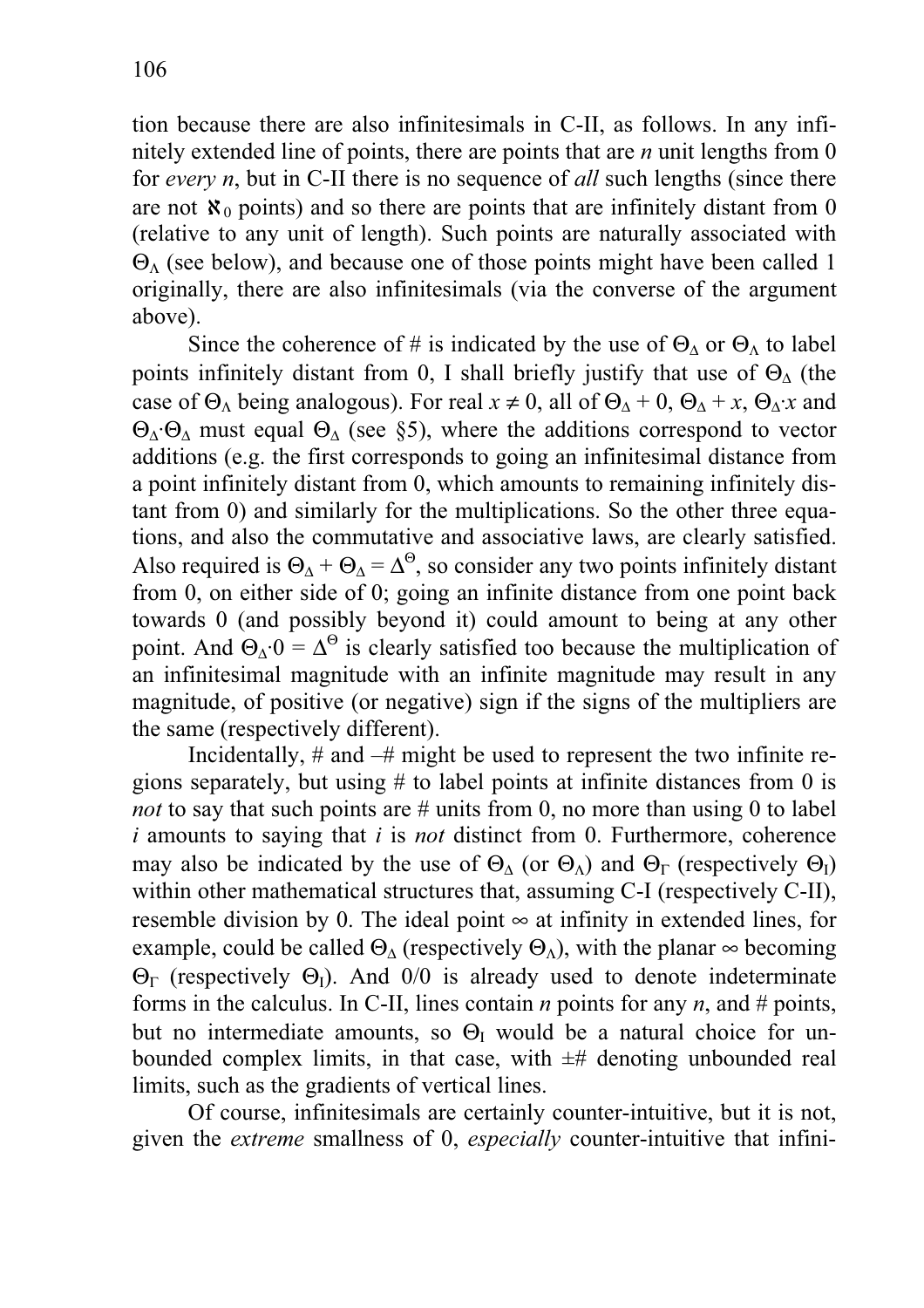tion because there are also infinitesimals in C-II, as follows. In any infinitely extended line of points, there are points that are *n* unit lengths from 0 for *every n*, but in C-II there is no sequence of *all* such lengths (since there are not $\aleph_0$ points) and so there are points that are infinitely distant from 0 (relative to any unit of length). Such points are naturally associated with $\Theta_\Lambda$ (see below), and because one of those points might have been called 1 originally, there are also infinitesimals (via the converse of the argument above).

Since the coherence of # is indicated by the use of $\Theta_\Delta$ or $\Theta_\Lambda$ to label points infinitely distant from 0, I shall briefly justify that use of $\Theta_\Delta$ (the case of $\Theta_\Lambda$ being analogous). For real $x \neq 0$, all of $\Theta_\Delta + 0$, $\Theta_\Delta + x$, $\Theta_\Delta \cdot x$ and $\Theta_\Delta \cdot \Theta_\Delta$ must equal $\Theta_\Delta$ (see §5), where the additions correspond to vector additions (e.g. the first corresponds to going an infinitesimal distance from a point infinitely distant from 0, which amounts to remaining infinitely distant from 0) and similarly for the multiplications. So the other three equations, and also the commutative and associative laws, are clearly satisfied. Also required is $\Theta_\Delta + \Theta_\Delta = \Delta^\Theta$, so consider any two points infinitely distant from 0, on either side of 0; going an infinite distance from one point back towards 0 (and possibly beyond it) could amount to being at any other point. And $\Theta_\Delta \cdot 0 = \Delta^\Theta$ is clearly satisfied too because the multiplication of an infinitesimal magnitude with an infinite magnitude may result in any magnitude, of positive (or negative) sign if the signs of the multipliers are the same (respectively different).

Incidentally, # and –# might be used to represent the two infinite regions separately, but using # to label points at infinite distances from 0 is *not* to say that such points are # units from 0, no more than using 0 to label *i* amounts to saying that *i* is *not* distinct from 0. Furthermore, coherence may also be indicated by the use of $\Theta_\Delta$ (or $\Theta_\Lambda$) and $\Theta_\Gamma$ (respectively $\Theta_I$) within other mathematical structures that, assuming C-I (respectively C-II), resemble division by 0. The ideal point $\infty$ at infinity in extended lines, for example, could be called $\Theta_\Delta$ (respectively $\Theta_\Lambda$), with the planar $\infty$ becoming $\Theta_\Gamma$ (respectively $\Theta_I$). And 0/0 is already used to denote indeterminate forms in the calculus. In C-II, lines contain *n* points for any *n*, and # points, but no intermediate amounts, so $\Theta_I$ would be a natural choice for unbounded complex limits, in that case, with ±# denoting unbounded real limits, such as the gradients of vertical lines.

Of course, infinitesimals are certainly counter-intuitive, but it is not, given the *extreme* smallness of 0, *especially* counter-intuitive that infini-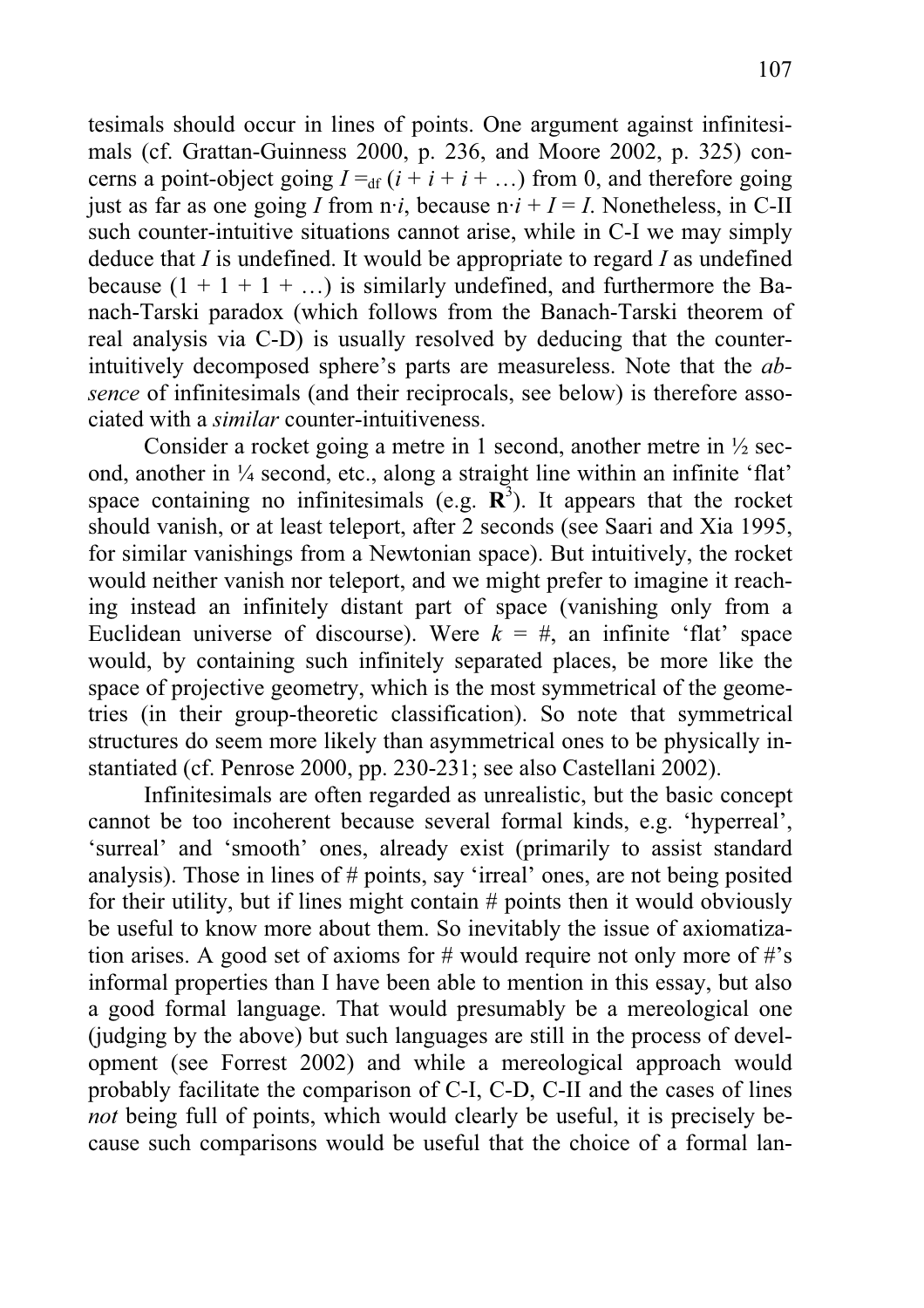tesimals should occur in lines of points. One argument against infinitesimals (cf. Grattan-Guinness 2000, p. 236, and Moore 2002, p. 325) concerns a point-object going $I =_{\text{df}} (i + i + i + \ldots)$ from 0, and therefore going just as far as one going $I$ from $\text{n}{\cdot}i$, because $\text{n}{\cdot}i + I = I$. Nonetheless, in C-II such counter-intuitive situations cannot arise, while in C-I we may simply deduce that $I$ is undefined. It would be appropriate to regard $I$ as undefined because $(1 + 1 + 1 + \ldots)$ is similarly undefined, and furthermore the Banach-Tarski paradox (which follows from the Banach-Tarski theorem of real analysis via C-D) is usually resolved by deducing that the counter-intuitively decomposed sphere's parts are measureless. Note that the *absence* of infinitesimals (and their reciprocals, see below) is therefore associated with a *similar* counter-intuitiveness.

Consider a rocket going a metre in 1 second, another metre in ½ second, another in ¼ second, etc., along a straight line within an infinite 'flat' space containing no infinitesimals (e.g. $\mathbf{R}^3$). It appears that the rocket should vanish, or at least teleport, after 2 seconds (see Saari and Xia 1995, for similar vanishings from a Newtonian space). But intuitively, the rocket would neither vanish nor teleport, and we might prefer to imagine it reaching instead an infinitely distant part of space (vanishing only from a Euclidean universe of discourse). Were $k = \#$, an infinite 'flat' space would, by containing such infinitely separated places, be more like the space of projective geometry, which is the most symmetrical of the geometries (in their group-theoretic classification). So note that symmetrical structures do seem more likely than asymmetrical ones to be physically instantiated (cf. Penrose 2000, pp. 230-231; see also Castellani 2002).

Infinitesimals are often regarded as unrealistic, but the basic concept cannot be too incoherent because several formal kinds, e.g. 'hyperreal', 'surreal' and 'smooth' ones, already exist (primarily to assist standard analysis). Those in lines of # points, say 'irreal' ones, are not being posited for their utility, but if lines might contain # points then it would obviously be useful to know more about them. So inevitably the issue of axiomatization arises. A good set of axioms for # would require not only more of #'s informal properties than I have been able to mention in this essay, but also a good formal language. That would presumably be a mereological one (judging by the above) but such languages are still in the process of development (see Forrest 2002) and while a mereological approach would probably facilitate the comparison of C-I, C-D, C-II and the cases of lines *not* being full of points, which would clearly be useful, it is precisely because such comparisons would be useful that the choice of a formal lan-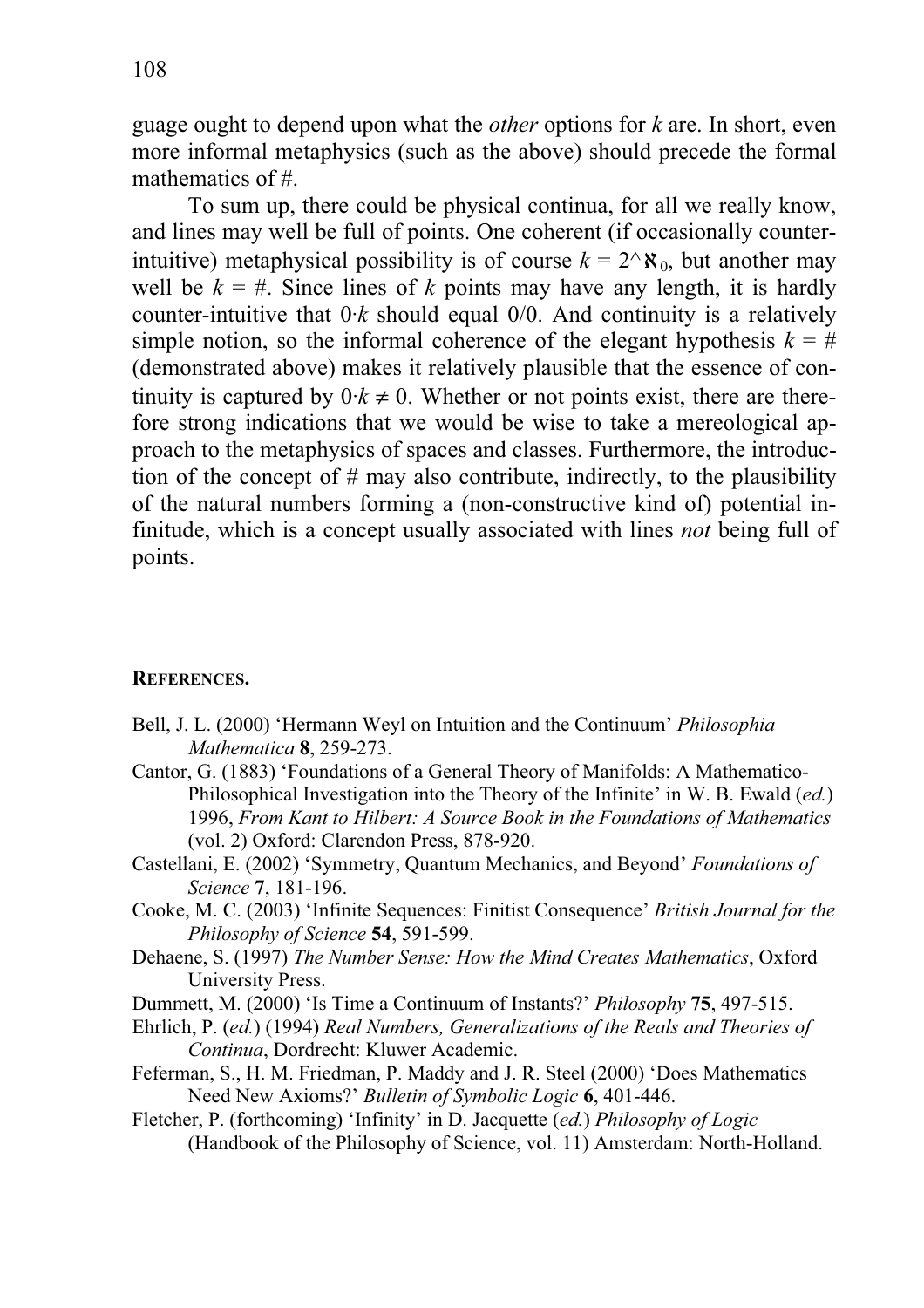guage ought to depend upon what the *other* options for $k$ are. In short, even more informal metaphysics (such as the above) should precede the formal mathematics of #.

To sum up, there could be physical continua, for all we really know, and lines may well be full of points. One coherent (if occasionally counter-intuitive) metaphysical possibility is of course $k = 2\text{^}\aleph_0$, but another may well be $k = \#$. Since lines of $k$ points may have any length, it is hardly counter-intuitive that $0{\cdot}k$ should equal 0/0. And continuity is a relatively simple notion, so the informal coherence of the elegant hypothesis $k = \#$ (demonstrated above) makes it relatively plausible that the essence of continuity is captured by $0{\cdot}k \neq 0$. Whether or not points exist, there are therefore strong indications that we would be wise to take a mereological approach to the metaphysics of spaces and classes. Furthermore, the introduction of the concept of # may also contribute, indirectly, to the plausibility of the natural numbers forming a (non-constructive kind of) potential infinitude, which is a concept usually associated with lines *not* being full of points.

## REFERENCES.

Bell, J. L. (2000) 'Hermann Weyl on Intuition and the Continuum' *Philosophia Mathematica* **8**, 259-273.

Cantor, G. (1883) 'Foundations of a General Theory of Manifolds: A Mathematico-Philosophical Investigation into the Theory of the Infinite' in W. B. Ewald (*ed.*) 1996, *From Kant to Hilbert: A Source Book in the Foundations of Mathematics* (vol. 2) Oxford: Clarendon Press, 878-920.

Castellani, E. (2002) 'Symmetry, Quantum Mechanics, and Beyond' *Foundations of Science* **7**, 181-196.

Cooke, M. C. (2003) 'Infinite Sequences: Finitist Consequence' *British Journal for the Philosophy of Science* **54**, 591-599.

Dehaene, S. (1997) *The Number Sense: How the Mind Creates Mathematics*, Oxford University Press.

Dummett, M. (2000) 'Is Time a Continuum of Instants?' *Philosophy* **75**, 497-515.

Ehrlich, P. (*ed.*) (1994) *Real Numbers, Generalizations of the Reals and Theories of Continua*, Dordrecht: Kluwer Academic.

Feferman, S., H. M. Friedman, P. Maddy and J. R. Steel (2000) 'Does Mathematics Need New Axioms?' *Bulletin of Symbolic Logic* **6**, 401-446.

Fletcher, P. (forthcoming) 'Infinity' in D. Jacquette (*ed.*) *Philosophy of Logic* (Handbook of the Philosophy of Science, vol. 11) Amsterdam: North-Holland.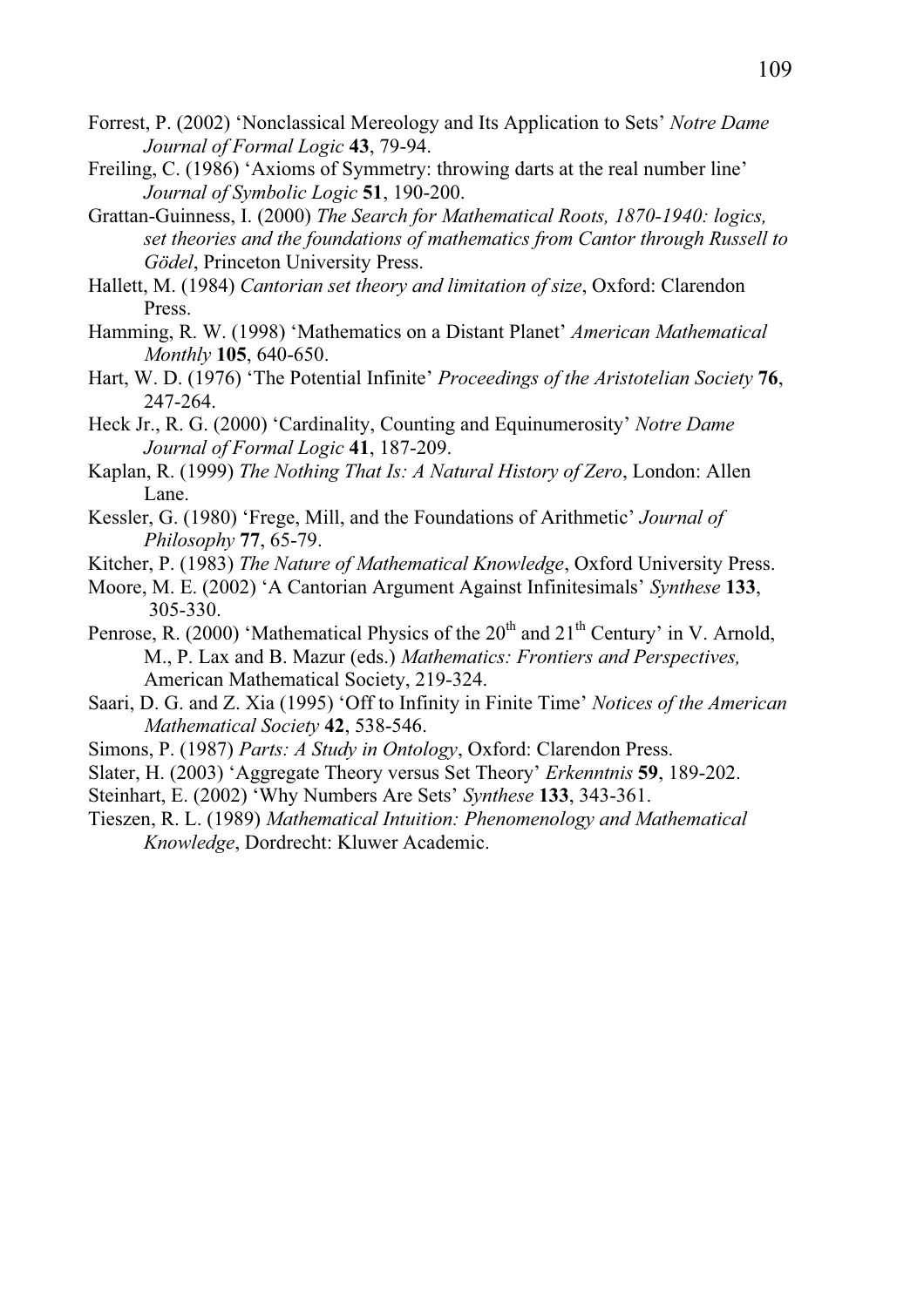Forrest, P. (2002) 'Nonclassical Mereology and Its Application to Sets' *Notre Dame Journal of Formal Logic* **43**, 79-94.

Freiling, C. (1986) 'Axioms of Symmetry: throwing darts at the real number line' *Journal of Symbolic Logic* **51**, 190-200.

Grattan-Guinness, I. (2000) *The Search for Mathematical Roots, 1870-1940: logics, set theories and the foundations of mathematics from Cantor through Russell to Gödel*, Princeton University Press.

Hallett, M. (1984) *Cantorian set theory and limitation of size*, Oxford: Clarendon Press.

Hamming, R. W. (1998) 'Mathematics on a Distant Planet' *American Mathematical Monthly* **105**, 640-650.

Hart, W. D. (1976) 'The Potential Infinite' *Proceedings of the Aristotelian Society* **76**, 247-264.

Heck Jr., R. G. (2000) 'Cardinality, Counting and Equinumerosity' *Notre Dame Journal of Formal Logic* **41**, 187-209.

Kaplan, R. (1999) *The Nothing That Is: A Natural History of Zero*, London: Allen Lane.

Kessler, G. (1980) 'Frege, Mill, and the Foundations of Arithmetic' *Journal of Philosophy* **77**, 65-79.

Kitcher, P. (1983) *The Nature of Mathematical Knowledge*, Oxford University Press.

Moore, M. E. (2002) 'A Cantorian Argument Against Infinitesimals' *Synthese* **133**, 305-330.

Penrose, R. (2000) 'Mathematical Physics of the 20th and 21th Century' in V. Arnold, M., P. Lax and B. Mazur (eds.) *Mathematics: Frontiers and Perspectives,* American Mathematical Society, 219-324.

Saari, D. G. and Z. Xia (1995) 'Off to Infinity in Finite Time' *Notices of the American Mathematical Society* **42**, 538-546.

Simons, P. (1987) *Parts: A Study in Ontology*, Oxford: Clarendon Press.

Slater, H. (2003) 'Aggregate Theory versus Set Theory' *Erkenntnis* **59**, 189-202.

Steinhart, E. (2002) 'Why Numbers Are Sets' *Synthese* **133**, 343-361.

Tieszen, R. L. (1989) *Mathematical Intuition: Phenomenology and Mathematical Knowledge*, Dordrecht: Kluwer Academic.